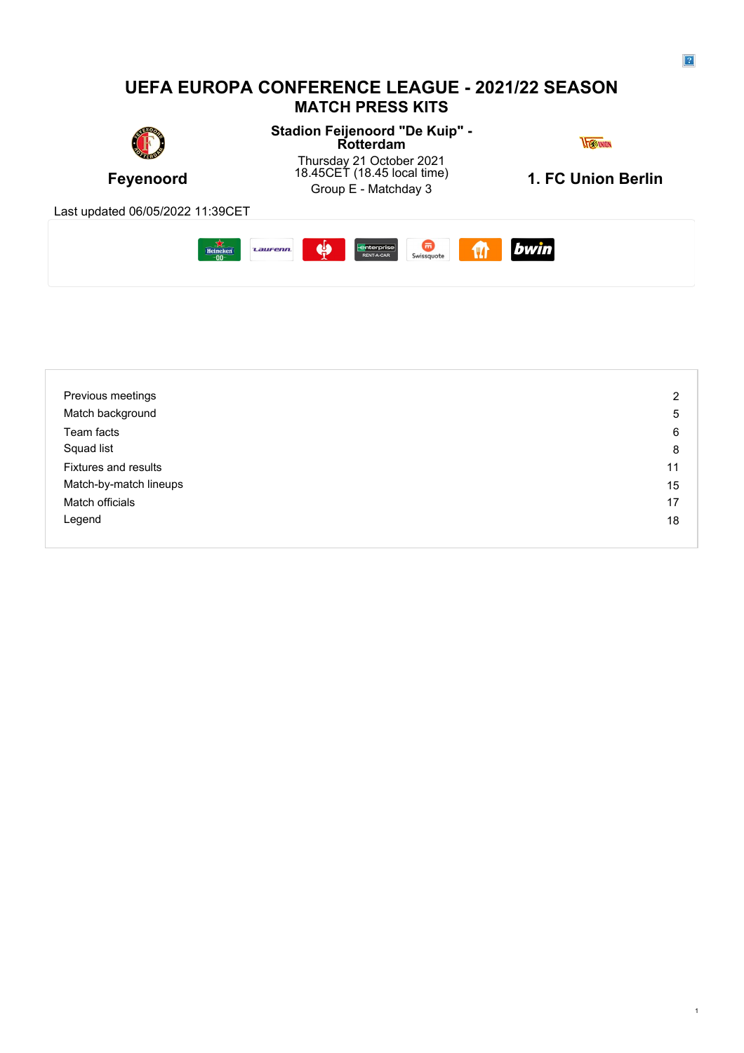# UEFA EUROPA CONFERENCE LEAGUE - 2021/22 SEASON

## MATCH PRESS KITS

**Feyenoord**

**Stadion Feijenoord "De Kuip" - Rotterdam**

Thursday 21 October 2021
18.45CET (18.45 local time)
Group E - Matchday 3

**1. FC Union Berlin**

Last updated 06/05/2022 11:39CET

| | |
|---|---|
| Previous meetings | 2 |
| Match background | 5 |
| Team facts | 6 |
| Squad list | 8 |
| Fixtures and results | 11 |
| Match-by-match lineups | 15 |
| Match officials | 17 |
| Legend | 18 |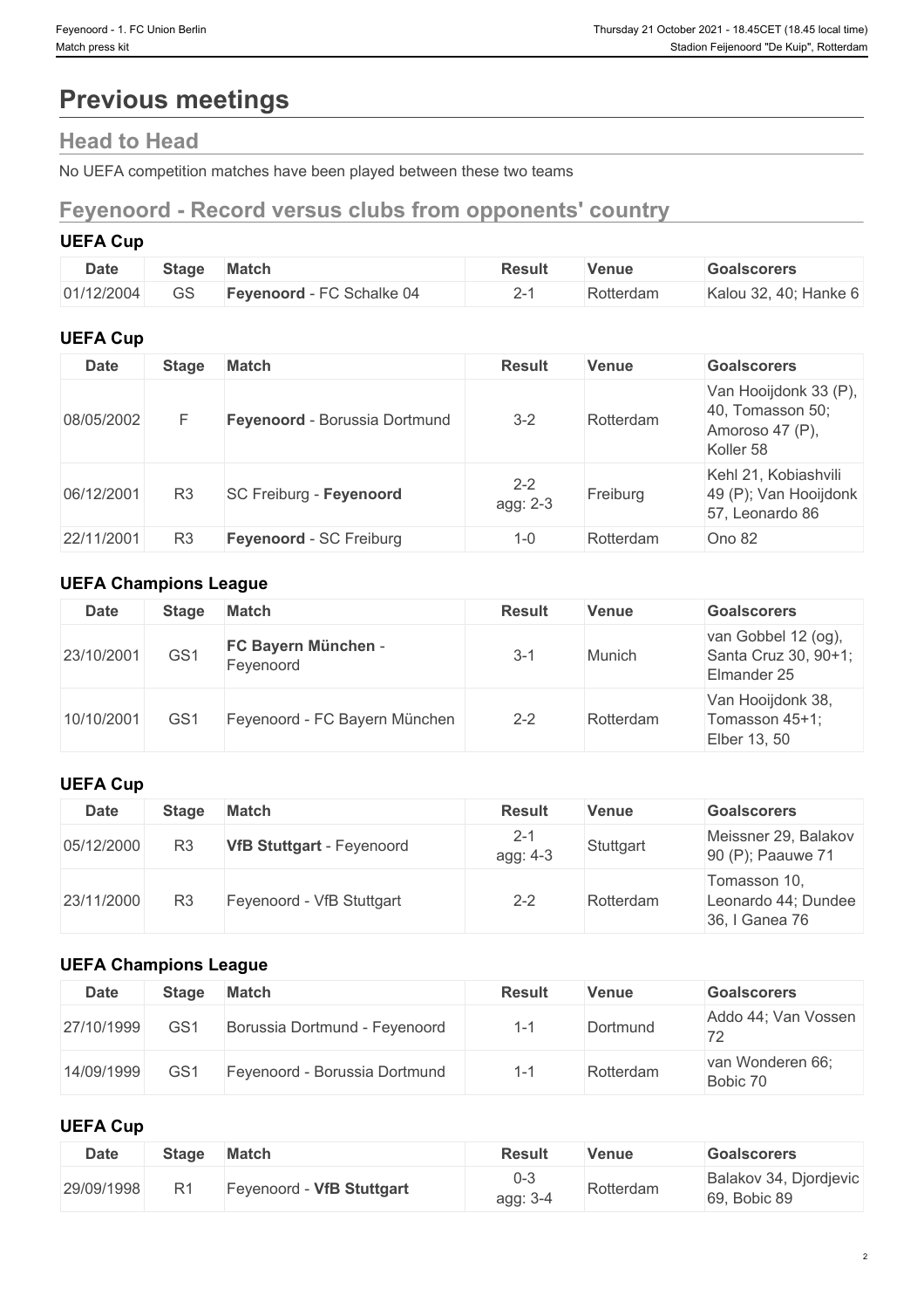# Previous meetings

## Head to Head

No UEFA competition matches have been played between these two teams

## Feyenoord - Record versus clubs from opponents' country

### UEFA Cup

| Date | Stage | Match | Result | Venue | Goalscorers |
| --- | --- | --- | --- | --- | --- |
| 01/12/2004 | GS | **Feyenoord** - FC Schalke 04 | 2-1 | Rotterdam | Kalou 32, 40; Hanke 6 |

### UEFA Cup

| Date | Stage | Match | Result | Venue | Goalscorers |
| --- | --- | --- | --- | --- | --- |
| 08/05/2002 | F | **Feyenoord** - Borussia Dortmund | 3-2 | Rotterdam | Van Hooijdonk 33 (P), 40, Tomasson 50; Amoroso 47 (P), Koller 58 |
| 06/12/2001 | R3 | SC Freiburg - **Feyenoord** | 2-2 agg: 2-3 | Freiburg | Kehl 21, Kobiashvili 49 (P); Van Hooijdonk 57, Leonardo 86 |
| 22/11/2001 | R3 | **Feyenoord** - SC Freiburg | 1-0 | Rotterdam | Ono 82 |

### UEFA Champions League

| Date | Stage | Match | Result | Venue | Goalscorers |
| --- | --- | --- | --- | --- | --- |
| 23/10/2001 | GS1 | **FC Bayern München** - Feyenoord | 3-1 | Munich | van Gobbel 12 (og), Santa Cruz 30, 90+1; Elmander 25 |
| 10/10/2001 | GS1 | Feyenoord - FC Bayern München | 2-2 | Rotterdam | Van Hooijdonk 38, Tomasson 45+1; Elber 13, 50 |

### UEFA Cup

| Date | Stage | Match | Result | Venue | Goalscorers |
| --- | --- | --- | --- | --- | --- |
| 05/12/2000 | R3 | **VfB Stuttgart** - Feyenoord | 2-1 agg: 4-3 | Stuttgart | Meissner 29, Balakov 90 (P); Paauwe 71 |
| 23/11/2000 | R3 | Feyenoord - VfB Stuttgart | 2-2 | Rotterdam | Tomasson 10, Leonardo 44; Dundee 36, I Ganea 76 |

### UEFA Champions League

| Date | Stage | Match | Result | Venue | Goalscorers |
| --- | --- | --- | --- | --- | --- |
| 27/10/1999 | GS1 | Borussia Dortmund - Feyenoord | 1-1 | Dortmund | Addo 44; Van Vossen 72 |
| 14/09/1999 | GS1 | Feyenoord - Borussia Dortmund | 1-1 | Rotterdam | van Wonderen 66; Bobic 70 |

### UEFA Cup

| Date | Stage | Match | Result | Venue | Goalscorers |
| --- | --- | --- | --- | --- | --- |
| 29/09/1998 | R1 | Feyenoord - **VfB Stuttgart** | 0-3 agg: 3-4 | Rotterdam | Balakov 34, Djordjevic 69, Bobic 89 |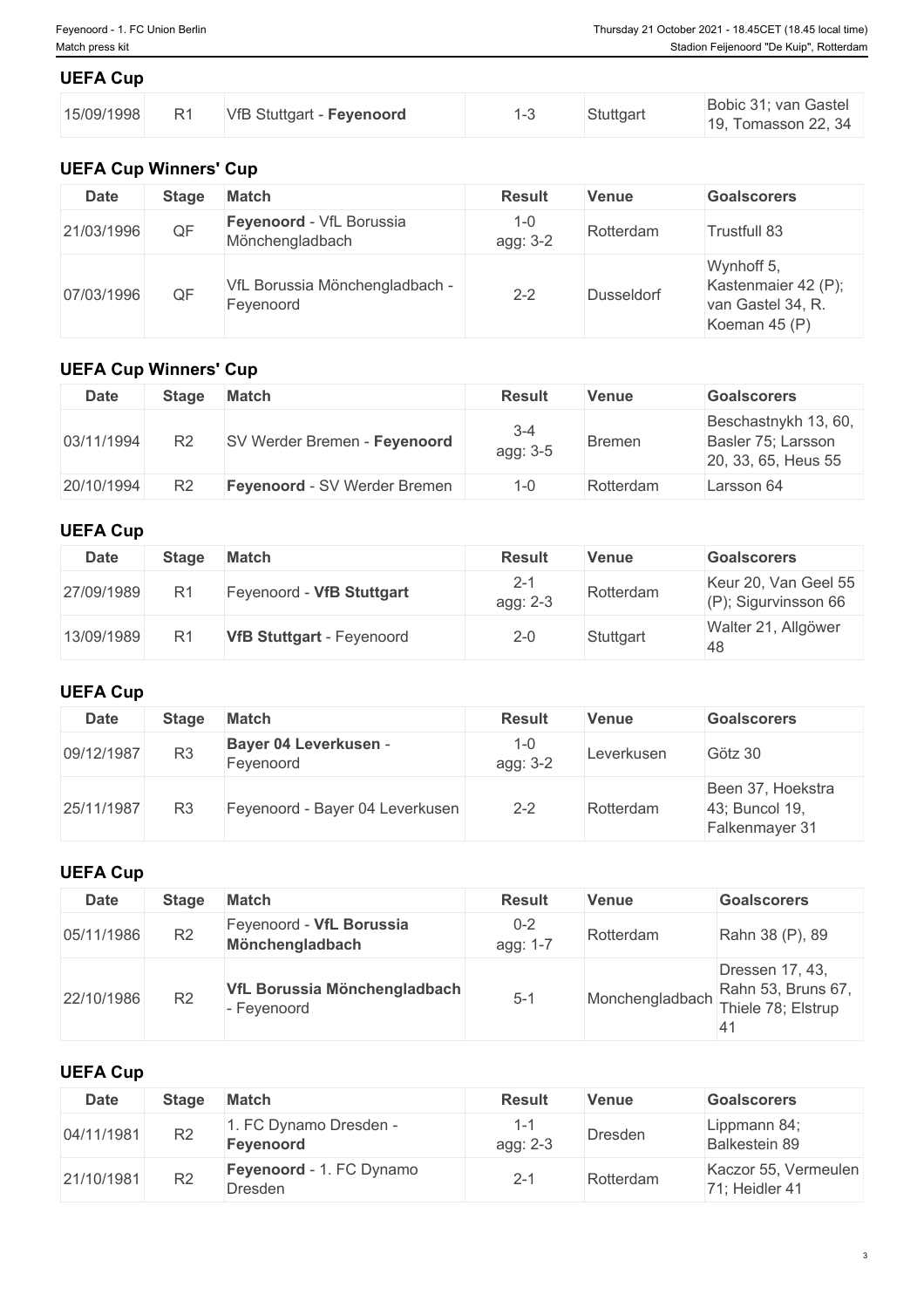## UEFA Cup

| | | | | | |
|---|---|---|---|---|---|
| 15/09/1998 | R1 | VfB Stuttgart - **Feyenoord** | 1-3 | Stuttgart | Bobic 31; van Gastel 19, Tomasson 22, 34 |

## UEFA Cup Winners' Cup

| Date | Stage | Match | Result | Venue | Goalscorers |
|---|---|---|---|---|---|
| 21/03/1996 | QF | **Feyenoord** - VfL Borussia Mönchengladbach | 1-0 agg: 3-2 | Rotterdam | Trustfull 83 |
| 07/03/1996 | QF | VfL Borussia Mönchengladbach - Feyenoord | 2-2 | Dusseldorf | Wynhoff 5, Kastenmaier 42 (P); van Gastel 34, R. Koeman 45 (P) |

## UEFA Cup Winners' Cup

| Date | Stage | Match | Result | Venue | Goalscorers |
|---|---|---|---|---|---|
| 03/11/1994 | R2 | SV Werder Bremen - **Feyenoord** | 3-4 agg: 3-5 | Bremen | Beschastnykh 13, 60, Basler 75; Larsson 20, 33, 65, Heus 55 |
| 20/10/1994 | R2 | **Feyenoord** - SV Werder Bremen | 1-0 | Rotterdam | Larsson 64 |

## UEFA Cup

| Date | Stage | Match | Result | Venue | Goalscorers |
|---|---|---|---|---|---|
| 27/09/1989 | R1 | Feyenoord - **VfB Stuttgart** | 2-1 agg: 2-3 | Rotterdam | Keur 20, Van Geel 55 (P); Sigurvinsson 66 |
| 13/09/1989 | R1 | **VfB Stuttgart** - Feyenoord | 2-0 | Stuttgart | Walter 21, Allgöwer 48 |

## UEFA Cup

| Date | Stage | Match | Result | Venue | Goalscorers |
|---|---|---|---|---|---|
| 09/12/1987 | R3 | **Bayer 04 Leverkusen** - Feyenoord | 1-0 agg: 3-2 | Leverkusen | Götz 30 |
| 25/11/1987 | R3 | Feyenoord - Bayer 04 Leverkusen | 2-2 | Rotterdam | Been 37, Hoekstra 43; Buncol 19, Falkenmayer 31 |

## UEFA Cup

| Date | Stage | Match | Result | Venue | Goalscorers |
|---|---|---|---|---|---|
| 05/11/1986 | R2 | Feyenoord - **VfL Borussia Mönchengladbach** | 0-2 agg: 1-7 | Rotterdam | Rahn 38 (P), 89 |
| 22/10/1986 | R2 | **VfL Borussia Mönchengladbach** - Feyenoord | 5-1 | Monchengladbach | Dressen 17, 43, Rahn 53, Bruns 67, Thiele 78; Elstrup 41 |

## UEFA Cup

| Date | Stage | Match | Result | Venue | Goalscorers |
|---|---|---|---|---|---|
| 04/11/1981 | R2 | 1. FC Dynamo Dresden - **Feyenoord** | 1-1 agg: 2-3 | Dresden | Lippmann 84; Balkestein 89 |
| 21/10/1981 | R2 | **Feyenoord** - 1. FC Dynamo Dresden | 2-1 | Rotterdam | Kaczor 55, Vermeulen 71; Heidler 41 |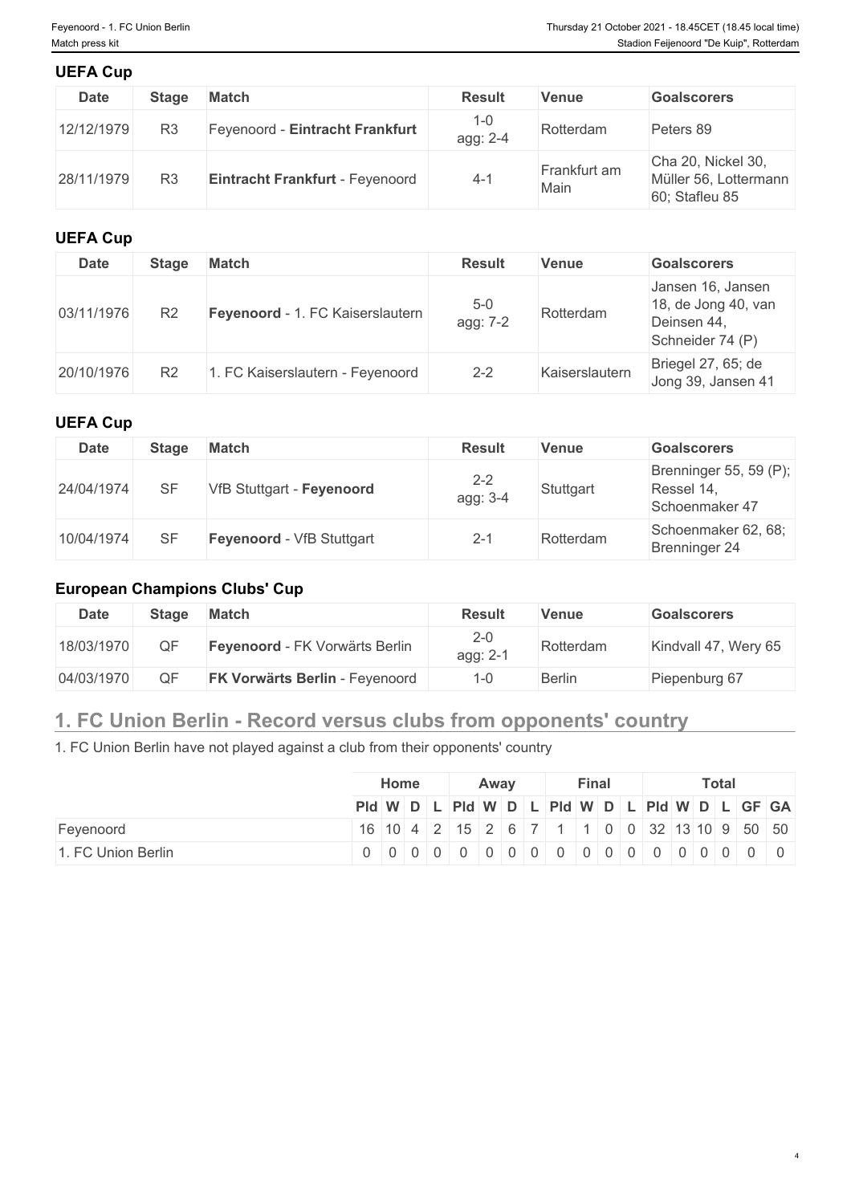### UEFA Cup

| Date | Stage | Match | Result | Venue | Goalscorers |
|---|---|---|---|---|---|
| 12/12/1979 | R3 | Feyenoord - **Eintracht Frankfurt** | 1-0 agg: 2-4 | Rotterdam | Peters 89 |
| 28/11/1979 | R3 | **Eintracht Frankfurt** - Feyenoord | 4-1 | Frankfurt am Main | Cha 20, Nickel 30, Müller 56, Lottermann 60; Stafleu 85 |

### UEFA Cup

| Date | Stage | Match | Result | Venue | Goalscorers |
|---|---|---|---|---|---|
| 03/11/1976 | R2 | **Feyenoord** - 1. FC Kaiserslautern | 5-0 agg: 7-2 | Rotterdam | Jansen 16, Jansen 18, de Jong 40, van Deinsen 44, Schneider 74 (P) |
| 20/10/1976 | R2 | 1. FC Kaiserslautern - Feyenoord | 2-2 | Kaiserslautern | Briegel 27, 65; de Jong 39, Jansen 41 |

### UEFA Cup

| Date | Stage | Match | Result | Venue | Goalscorers |
|---|---|---|---|---|---|
| 24/04/1974 | SF | VfB Stuttgart - **Feyenoord** | 2-2 agg: 3-4 | Stuttgart | Brenninger 55, 59 (P); Ressel 14, Schoenmaker 47 |
| 10/04/1974 | SF | **Feyenoord** - VfB Stuttgart | 2-1 | Rotterdam | Schoenmaker 62, 68; Brenninger 24 |

### European Champions Clubs' Cup

| Date | Stage | Match | Result | Venue | Goalscorers |
|---|---|---|---|---|---|
| 18/03/1970 | QF | **Feyenoord** - FK Vorwärts Berlin | 2-0 agg: 2-1 | Rotterdam | Kindvall 47, Wery 65 |
| 04/03/1970 | QF | **FK Vorwärts Berlin** - Feyenoord | 1-0 | Berlin | Piepenburg 67 |

## 1. FC Union Berlin - Record versus clubs from opponents' country

1. FC Union Berlin have not played against a club from their opponents' country

| | Home | | | | Away | | | | Final | | | | Total | | | | | |
|---|---|---|---|---|---|---|---|---|---|---|---|---|---|---|---|---|---|---|
| | Pld | W | D | L | Pld | W | D | L | Pld | W | D | L | Pld | W | D | L | GF | GA |
| Feyenoord | 16 | 10 | 4 | 2 | 15 | 2 | 6 | 7 | 1 | 1 | 0 | 0 | 32 | 13 | 10 | 9 | 50 | 50 |
| 1. FC Union Berlin | 0 | 0 | 0 | 0 | 0 | 0 | 0 | 0 | 0 | 0 | 0 | 0 | 0 | 0 | 0 | 0 | 0 | 0 |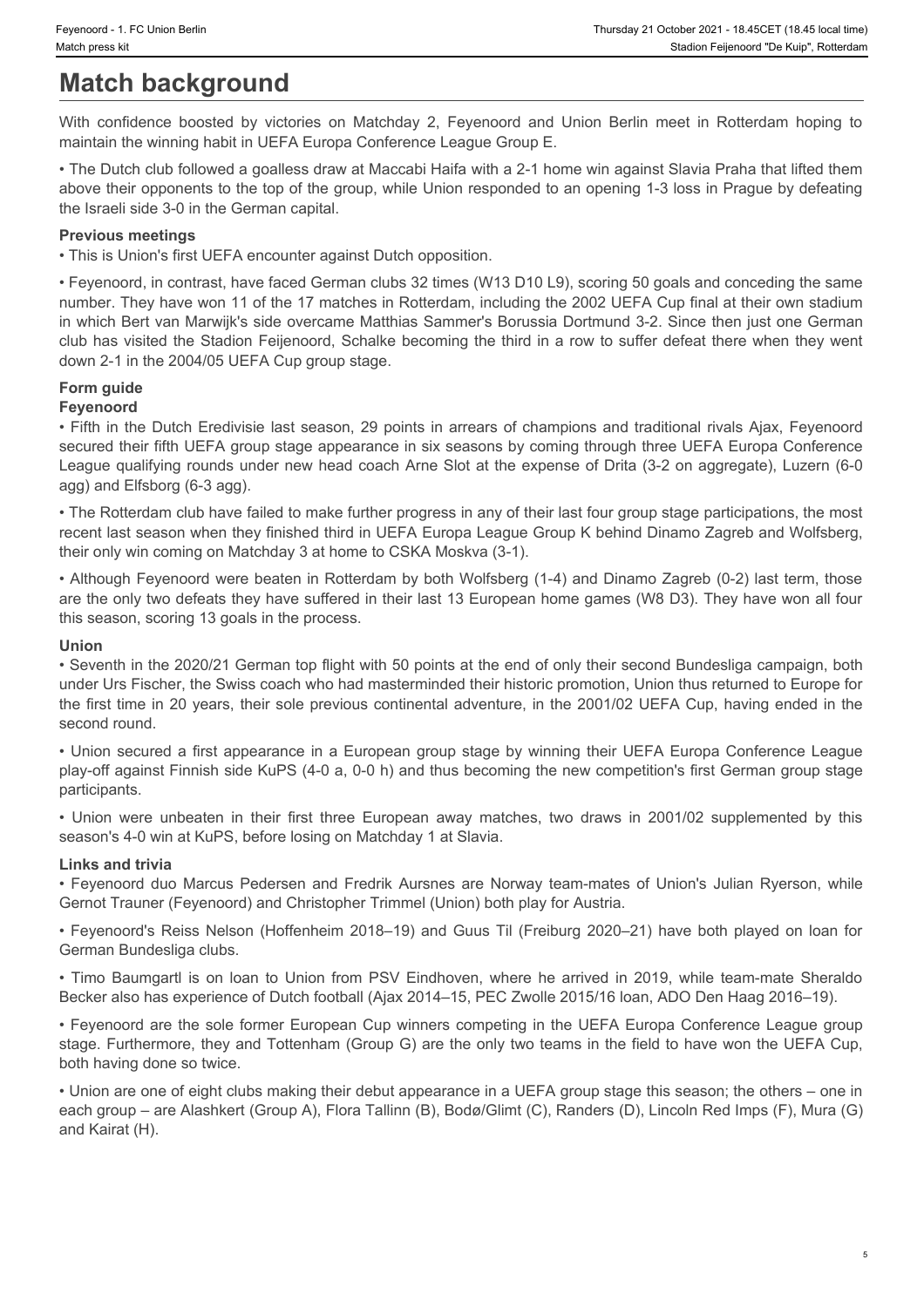# Match background

With confidence boosted by victories on Matchday 2, Feyenoord and Union Berlin meet in Rotterdam hoping to maintain the winning habit in UEFA Europa Conference League Group E.

• The Dutch club followed a goalless draw at Maccabi Haifa with a 2-1 home win against Slavia Praha that lifted them above their opponents to the top of the group, while Union responded to an opening 1-3 loss in Prague by defeating the Israeli side 3-0 in the German capital.

### Previous meetings

• This is Union's first UEFA encounter against Dutch opposition.

• Feyenoord, in contrast, have faced German clubs 32 times (W13 D10 L9), scoring 50 goals and conceding the same number. They have won 11 of the 17 matches in Rotterdam, including the 2002 UEFA Cup final at their own stadium in which Bert van Marwijk's side overcame Matthias Sammer's Borussia Dortmund 3-2. Since then just one German club has visited the Stadion Feijenoord, Schalke becoming the third in a row to suffer defeat there when they went down 2-1 in the 2004/05 UEFA Cup group stage.

### Form guide

#### Feyenoord

• Fifth in the Dutch Eredivisie last season, 29 points in arrears of champions and traditional rivals Ajax, Feyenoord secured their fifth UEFA group stage appearance in six seasons by coming through three UEFA Europa Conference League qualifying rounds under new head coach Arne Slot at the expense of Drita (3-2 on aggregate), Luzern (6-0 agg) and Elfsborg (6-3 agg).

• The Rotterdam club have failed to make further progress in any of their last four group stage participations, the most recent last season when they finished third in UEFA Europa League Group K behind Dinamo Zagreb and Wolfsberg, their only win coming on Matchday 3 at home to CSKA Moskva (3-1).

• Although Feyenoord were beaten in Rotterdam by both Wolfsberg (1-4) and Dinamo Zagreb (0-2) last term, those are the only two defeats they have suffered in their last 13 European home games (W8 D3). They have won all four this season, scoring 13 goals in the process.

#### Union

• Seventh in the 2020/21 German top flight with 50 points at the end of only their second Bundesliga campaign, both under Urs Fischer, the Swiss coach who had masterminded their historic promotion, Union thus returned to Europe for the first time in 20 years, their sole previous continental adventure, in the 2001/02 UEFA Cup, having ended in the second round.

• Union secured a first appearance in a European group stage by winning their UEFA Europa Conference League play-off against Finnish side KuPS (4-0 a, 0-0 h) and thus becoming the new competition's first German group stage participants.

• Union were unbeaten in their first three European away matches, two draws in 2001/02 supplemented by this season's 4-0 win at KuPS, before losing on Matchday 1 at Slavia.

### Links and trivia

• Feyenoord duo Marcus Pedersen and Fredrik Aursnes are Norway team-mates of Union's Julian Ryerson, while Gernot Trauner (Feyenoord) and Christopher Trimmel (Union) both play for Austria.

• Feyenoord's Reiss Nelson (Hoffenheim 2018–19) and Guus Til (Freiburg 2020–21) have both played on loan for German Bundesliga clubs.

• Timo Baumgartl is on loan to Union from PSV Eindhoven, where he arrived in 2019, while team-mate Sheraldo Becker also has experience of Dutch football (Ajax 2014–15, PEC Zwolle 2015/16 loan, ADO Den Haag 2016–19).

• Feyenoord are the sole former European Cup winners competing in the UEFA Europa Conference League group stage. Furthermore, they and Tottenham (Group G) are the only two teams in the field to have won the UEFA Cup, both having done so twice.

• Union are one of eight clubs making their debut appearance in a UEFA group stage this season; the others – one in each group – are Alashkert (Group A), Flora Tallinn (B), Bodø/Glimt (C), Randers (D), Lincoln Red Imps (F), Mura (G) and Kairat (H).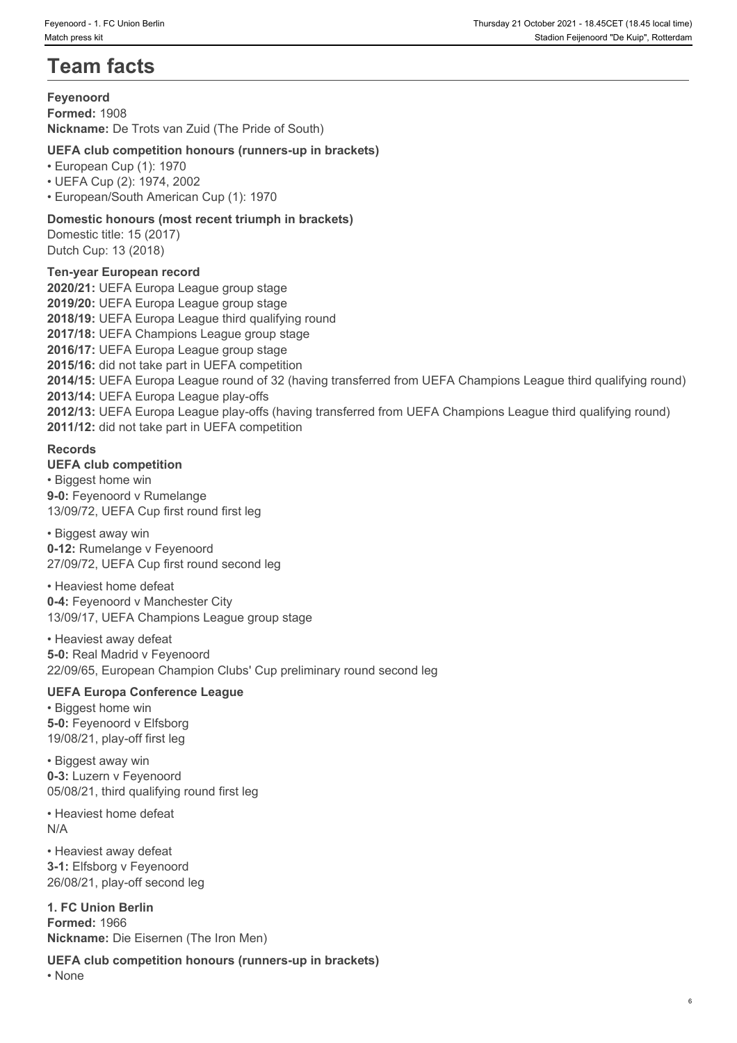# Team facts

**Feyenoord**
**Formed:** 1908
**Nickname:** De Trots van Zuid (The Pride of South)

### UEFA club competition honours (runners-up in brackets)

- European Cup (1): 1970
- UEFA Cup (2): 1974, 2002
- European/South American Cup (1): 1970

### Domestic honours (most recent triumph in brackets)

Domestic title: 15 (2017)
Dutch Cup: 13 (2018)

### Ten-year European record

**2020/21:** UEFA Europa League group stage
**2019/20:** UEFA Europa League group stage
**2018/19:** UEFA Europa League third qualifying round
**2017/18:** UEFA Champions League group stage
**2016/17:** UEFA Europa League group stage
**2015/16:** did not take part in UEFA competition
**2014/15:** UEFA Europa League round of 32 (having transferred from UEFA Champions League third qualifying round)
**2013/14:** UEFA Europa League play-offs
**2012/13:** UEFA Europa League play-offs (having transferred from UEFA Champions League third qualifying round)
**2011/12:** did not take part in UEFA competition

### Records

**UEFA club competition**

- Biggest home win
**9-0:** Feyenoord v Rumelange
13/09/72, UEFA Cup first round first leg

- Biggest away win
**0-12:** Rumelange v Feyenoord
27/09/72, UEFA Cup first round second leg

- Heaviest home defeat
**0-4:** Feyenoord v Manchester City
13/09/17, UEFA Champions League group stage

- Heaviest away defeat
**5-0:** Real Madrid v Feyenoord
22/09/65, European Champion Clubs' Cup preliminary round second leg

**UEFA Europa Conference League**

- Biggest home win
**5-0:** Feyenoord v Elfsborg
19/08/21, play-off first leg

- Biggest away win
**0-3:** Luzern v Feyenoord
05/08/21, third qualifying round first leg

- Heaviest home defeat
N/A

- Heaviest away defeat
**3-1:** Elfsborg v Feyenoord
26/08/21, play-off second leg

**1. FC Union Berlin**
**Formed:** 1966
**Nickname:** Die Eisernen (The Iron Men)

### UEFA club competition honours (runners-up in brackets)

- None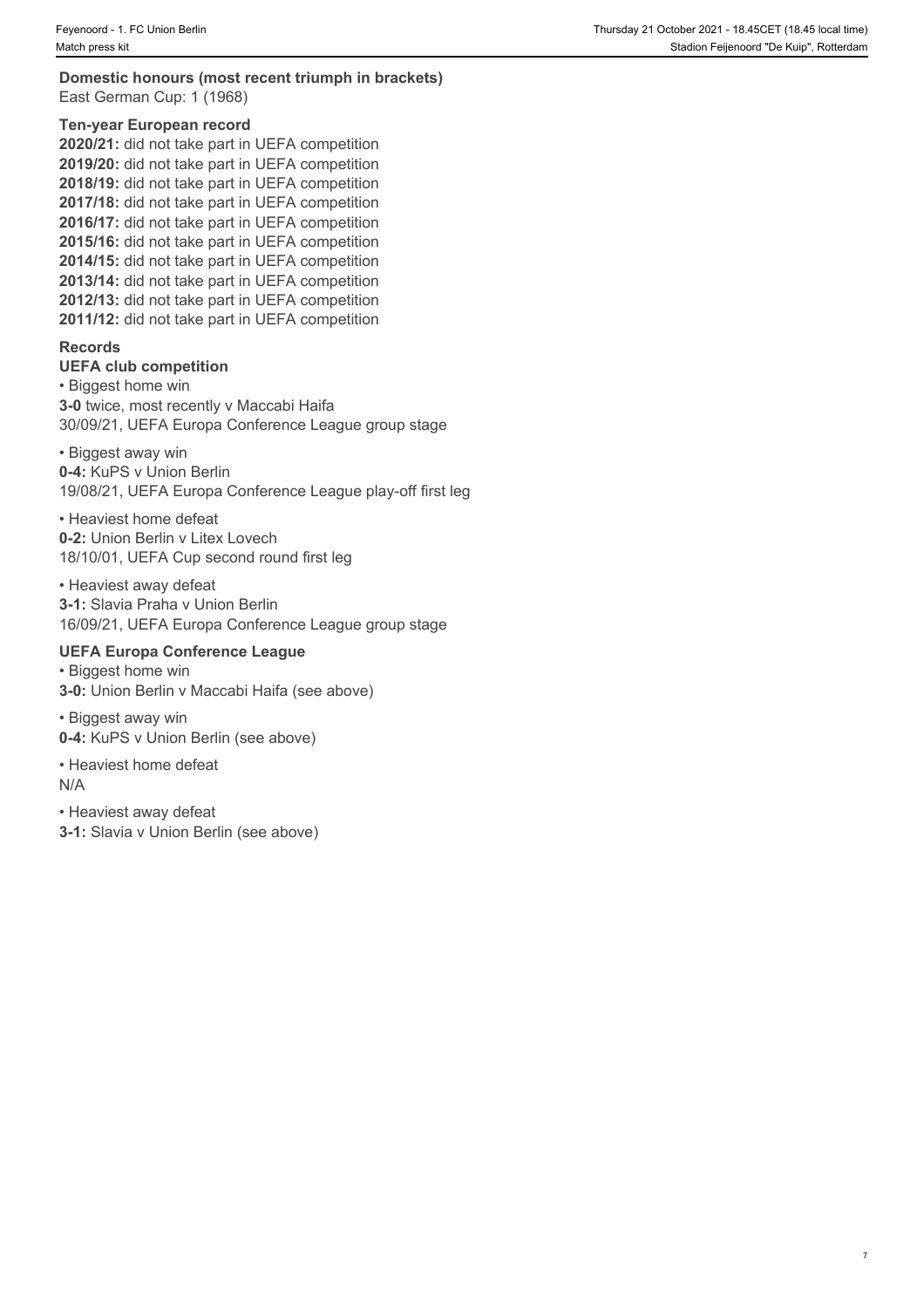**Domestic honours (most recent triumph in brackets)**
East German Cup: 1 (1968)

**Ten-year European record**
**2020/21:** did not take part in UEFA competition
**2019/20:** did not take part in UEFA competition
**2018/19:** did not take part in UEFA competition
**2017/18:** did not take part in UEFA competition
**2016/17:** did not take part in UEFA competition
**2015/16:** did not take part in UEFA competition
**2014/15:** did not take part in UEFA competition
**2013/14:** did not take part in UEFA competition
**2012/13:** did not take part in UEFA competition
**2011/12:** did not take part in UEFA competition

**Records**
**UEFA club competition**

• Biggest home win
**3-0** twice, most recently v Maccabi Haifa
30/09/21, UEFA Europa Conference League group stage

• Biggest away win
**0-4:** KuPS v Union Berlin
19/08/21, UEFA Europa Conference League play-off first leg

• Heaviest home defeat
**0-2:** Union Berlin v Litex Lovech
18/10/01, UEFA Cup second round first leg

• Heaviest away defeat
**3-1:** Slavia Praha v Union Berlin
16/09/21, UEFA Europa Conference League group stage

**UEFA Europa Conference League**

• Biggest home win
**3-0:** Union Berlin v Maccabi Haifa (see above)

• Biggest away win
**0-4:** KuPS v Union Berlin (see above)

• Heaviest home defeat
N/A

• Heaviest away defeat
**3-1:** Slavia v Union Berlin (see above)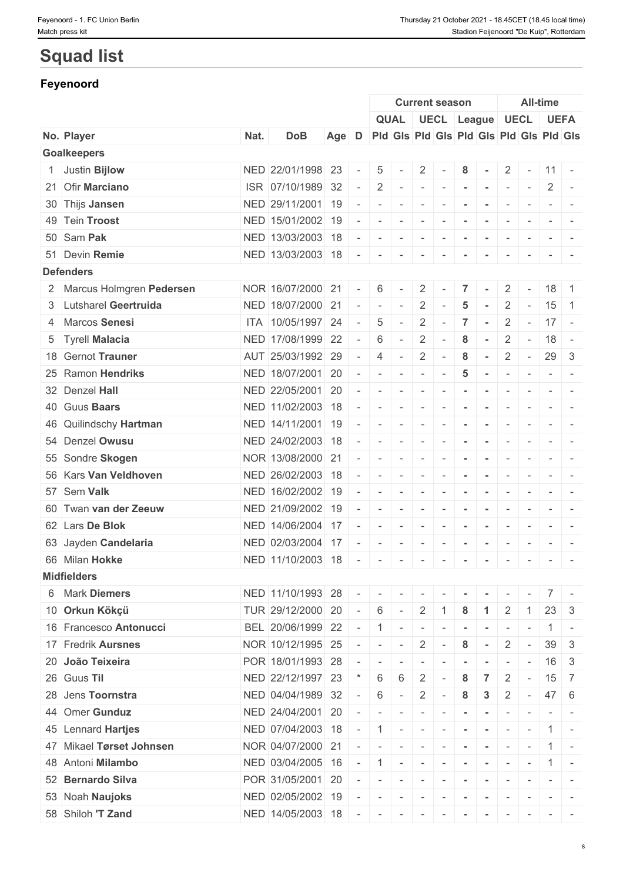# Squad list

## Feyenoord

| | | | | | | Current season | | | | | | All-time | | | |
|---|---|---|---|---|---|---|---|---|---|---|---|---|---|---|---|
| | | | | | | QUAL | | UECL | | League | | UECL | | UEFA | |
| No. | Player | Nat. | DoB | Age | D | Pld | Gls | Pld | Gls | Pld | Gls | Pld | Gls | Pld | Gls |
| **Goalkeepers** | | | | | | | | | | | | | | | |
| 1 | Justin **Bijlow** | NED | 22/01/1998 | 23 | - | 5 | - | 2 | - | 8 | - | 2 | - | 11 | - |
| 21 | Ofir **Marciano** | ISR | 07/10/1989 | 32 | - | 2 | - | - | - | - | - | - | - | 2 | - |
| 30 | Thijs **Jansen** | NED | 29/11/2001 | 19 | - | - | - | - | - | - | - | - | - | - | - |
| 49 | Tein **Troost** | NED | 15/01/2002 | 19 | - | - | - | - | - | - | - | - | - | - | - |
| 50 | Sam **Pak** | NED | 13/03/2003 | 18 | - | - | - | - | - | - | - | - | - | - | - |
| 51 | Devin **Remie** | NED | 13/03/2003 | 18 | - | - | - | - | - | - | - | - | - | - | - |
| **Defenders** | | | | | | | | | | | | | | | |
| 2 | Marcus Holmgren **Pedersen** | NOR | 16/07/2000 | 21 | - | 6 | - | 2 | - | 7 | - | 2 | - | 18 | 1 |
| 3 | Lutsharel **Geertruida** | NED | 18/07/2000 | 21 | - | - | - | 2 | - | 5 | - | 2 | - | 15 | 1 |
| 4 | Marcos **Senesi** | ITA | 10/05/1997 | 24 | - | 5 | - | 2 | - | 7 | - | 2 | - | 17 | - |
| 5 | Tyrell **Malacia** | NED | 17/08/1999 | 22 | - | 6 | - | 2 | - | 8 | - | 2 | - | 18 | - |
| 18 | Gernot **Trauner** | AUT | 25/03/1992 | 29 | - | 4 | - | 2 | - | 8 | - | 2 | - | 29 | 3 |
| 25 | Ramon **Hendriks** | NED | 18/07/2001 | 20 | - | - | - | - | - | 5 | - | - | - | - | - |
| 32 | Denzel **Hall** | NED | 22/05/2001 | 20 | - | - | - | - | - | - | - | - | - | - | - |
| 40 | Guus **Baars** | NED | 11/02/2003 | 18 | - | - | - | - | - | - | - | - | - | - | - |
| 46 | Quilindschy **Hartman** | NED | 14/11/2001 | 19 | - | - | - | - | - | - | - | - | - | - | - |
| 54 | Denzel **Owusu** | NED | 24/02/2003 | 18 | - | - | - | - | - | - | - | - | - | - | - |
| 55 | Sondre **Skogen** | NOR | 13/08/2000 | 21 | - | - | - | - | - | - | - | - | - | - | - |
| 56 | Kars **Van Veldhoven** | NED | 26/02/2003 | 18 | - | - | - | - | - | - | - | - | - | - | - |
| 57 | Sem **Valk** | NED | 16/02/2002 | 19 | - | - | - | - | - | - | - | - | - | - | - |
| 60 | Twan **van der Zeeuw** | NED | 21/09/2002 | 19 | - | - | - | - | - | - | - | - | - | - | - |
| 62 | Lars **De Blok** | NED | 14/06/2004 | 17 | - | - | - | - | - | - | - | - | - | - | - |
| 63 | Jayden **Candelaria** | NED | 02/03/2004 | 17 | - | - | - | - | - | - | - | - | - | - | - |
| 66 | Milan **Hokke** | NED | 11/10/2003 | 18 | - | - | - | - | - | - | - | - | - | - | - |
| **Midfielders** | | | | | | | | | | | | | | | |
| 6 | Mark **Diemers** | NED | 11/10/1993 | 28 | - | - | - | - | - | - | - | - | - | 7 | - |
| 10 | **Orkun Kökçü** | TUR | 29/12/2000 | 20 | - | 6 | - | 2 | 1 | 8 | 1 | 2 | 1 | 23 | 3 |
| 16 | Francesco **Antonucci** | BEL | 20/06/1999 | 22 | - | 1 | - | - | - | - | - | - | - | 1 | - |
| 17 | Fredrik **Aursnes** | NOR | 10/12/1995 | 25 | - | - | - | 2 | - | 8 | - | 2 | - | 39 | 3 |
| 20 | **João Teixeira** | POR | 18/01/1993 | 28 | - | - | - | - | - | - | - | - | - | 16 | 3 |
| 26 | Guus **Til** | NED | 22/12/1997 | 23 | * | 6 | 6 | 2 | - | 8 | 7 | 2 | - | 15 | 7 |
| 28 | Jens **Toornstra** | NED | 04/04/1989 | 32 | - | 6 | - | 2 | - | 8 | 3 | 2 | - | 47 | 6 |
| 44 | Omer **Gunduz** | NED | 24/04/2001 | 20 | - | - | - | - | - | - | - | - | - | - | - |
| 45 | Lennard **Hartjes** | NED | 07/04/2003 | 18 | - | 1 | - | - | - | - | - | - | - | 1 | - |
| 47 | Mikael **Tørset Johnsen** | NOR | 04/07/2000 | 21 | - | - | - | - | - | - | - | - | - | 1 | - |
| 48 | Antoni **Milambo** | NED | 03/04/2005 | 16 | - | 1 | - | - | - | - | - | - | - | 1 | - |
| 52 | **Bernardo Silva** | POR | 31/05/2001 | 20 | - | - | - | - | - | - | - | - | - | - | - |
| 53 | Noah **Naujoks** | NED | 02/05/2002 | 19 | - | - | - | - | - | - | - | - | - | - | - |
| 58 | Shiloh **'T Zand** | NED | 14/05/2003 | 18 | - | - | - | - | - | - | - | - | - | - | - |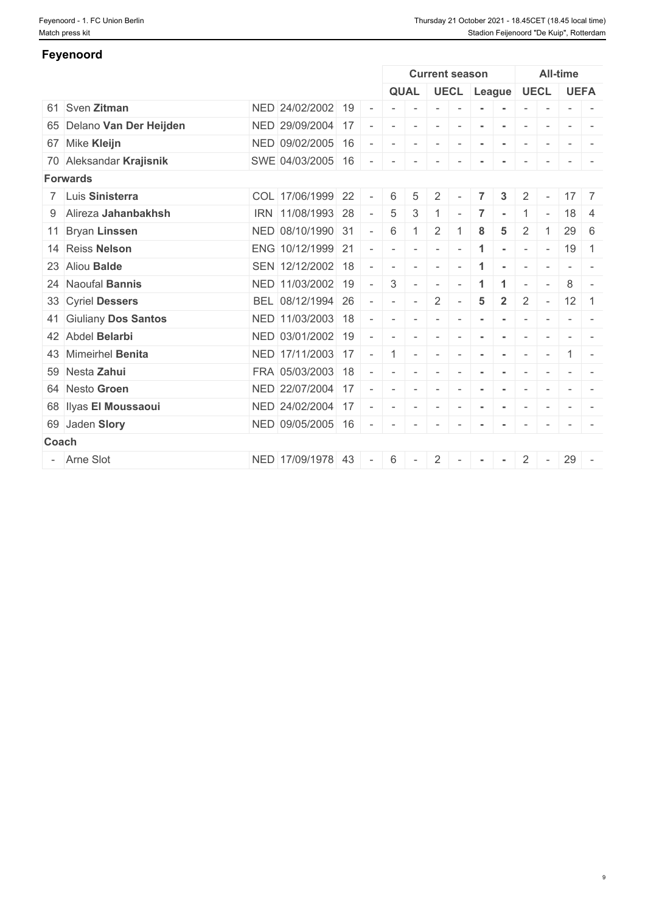## Feyenoord

| | | | | | | Current season | | | | | | All-time | | | |
|---|---|---|---|---|---|---|---|---|---|---|---|---|---|---|---|
| | | | | | | QUAL | | UECL | | League | | UECL | | UEFA | |
| 61 | Sven **Zitman** | NED | 24/02/2002 | 19 | - | - | - | - | - | - | - | - | - | - | - |
| 65 | Delano **Van Der Heijden** | NED | 29/09/2004 | 17 | - | - | - | - | - | - | - | - | - | - | - |
| 67 | Mike **Kleijn** | NED | 09/02/2005 | 16 | - | - | - | - | - | - | - | - | - | - | - |
| 70 | Aleksandar **Krajisnik** | SWE | 04/03/2005 | 16 | - | - | - | - | - | - | - | - | - | - | - |
| **Forwards** | | | | | | | | | | | | | | | |
| 7 | Luis **Sinisterra** | COL | 17/06/1999 | 22 | - | 6 | 5 | 2 | - | **7** | **3** | 2 | - | 17 | 7 |
| 9 | Alireza **Jahanbakhsh** | IRN | 11/08/1993 | 28 | - | 5 | 3 | 1 | - | **7** | - | 1 | - | 18 | 4 |
| 11 | Bryan **Linssen** | NED | 08/10/1990 | 31 | - | 6 | 1 | 2 | 1 | **8** | **5** | 2 | 1 | 29 | 6 |
| 14 | Reiss **Nelson** | ENG | 10/12/1999 | 21 | - | - | - | - | - | **1** | - | - | - | 19 | 1 |
| 23 | Aliou **Balde** | SEN | 12/12/2002 | 18 | - | - | - | - | - | **1** | - | - | - | - | - |
| 24 | Naoufal **Bannis** | NED | 11/03/2002 | 19 | - | 3 | - | - | - | **1** | **1** | - | - | 8 | - |
| 33 | Cyriel **Dessers** | BEL | 08/12/1994 | 26 | - | - | - | 2 | - | **5** | **2** | 2 | - | 12 | 1 |
| 41 | Giuliany **Dos Santos** | NED | 11/03/2003 | 18 | - | - | - | - | - | - | - | - | - | - | - |
| 42 | Abdel **Belarbi** | NED | 03/01/2002 | 19 | - | - | - | - | - | - | - | - | - | - | - |
| 43 | Mimeirhel **Benita** | NED | 17/11/2003 | 17 | - | 1 | - | - | - | - | - | - | - | 1 | - |
| 59 | Nesta **Zahui** | FRA | 05/03/2003 | 18 | - | - | - | - | - | - | - | - | - | - | - |
| 64 | Nesto **Groen** | NED | 22/07/2004 | 17 | - | - | - | - | - | - | - | - | - | - | - |
| 68 | Ilyas **El Moussaoui** | NED | 24/02/2004 | 17 | - | - | - | - | - | - | - | - | - | - | - |
| 69 | Jaden **Slory** | NED | 09/05/2005 | 16 | - | - | - | - | - | - | - | - | - | - | - |
| **Coach** | | | | | | | | | | | | | | | |
| - | Arne Slot | NED | 17/09/1978 | 43 | - | 6 | - | 2 | - | - | - | 2 | - | 29 | - |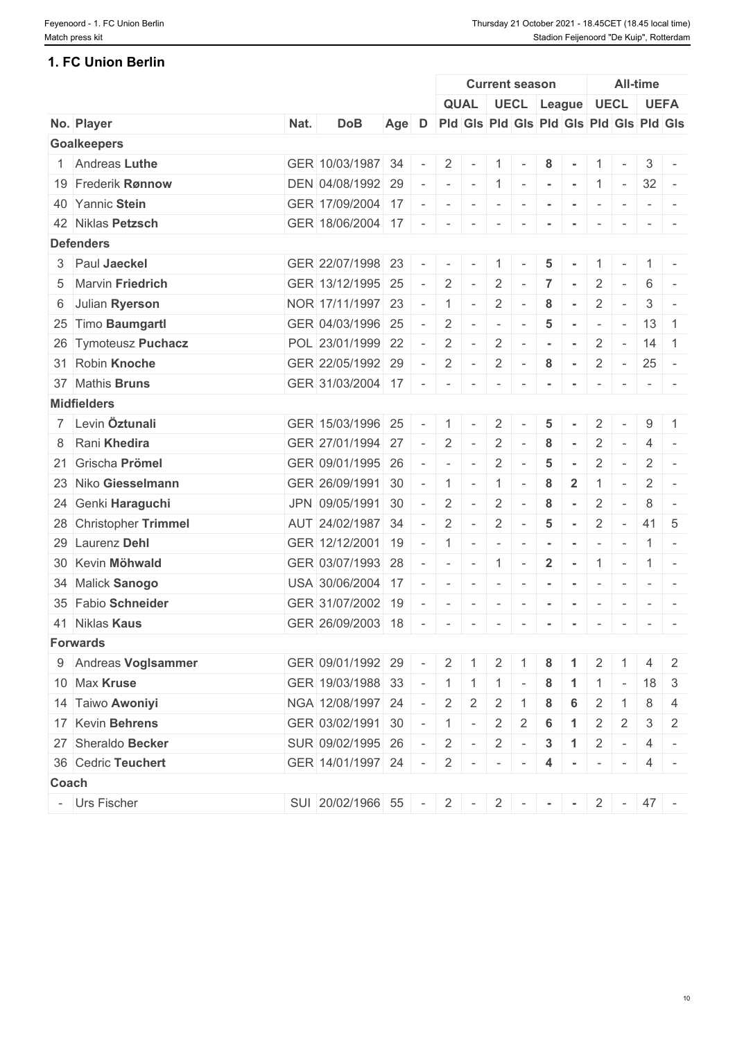## 1. FC Union Berlin

| | | | | | Current season | | | | | | All-time | | | |
|---|---|---|---|---|---|---|---|---|---|---|---|---|---|---|
| | | | | | QUAL | | UECL | | League | | UECL | | UEFA | |
| No. Player | Nat. | DoB | Age | D | Pld | Gls | Pld | Gls | Pld | Gls | Pld | Gls | Pld | Gls |
| **Goalkeepers** | | | | | | | | | | | | | | |
| 1 Andreas **Luthe** | GER | 10/03/1987 | 34 | - | 2 | - | 1 | - | 8 | - | 1 | - | 3 | - |
| 19 Frederik **Rønnow** | DEN | 04/08/1992 | 29 | - | - | - | 1 | - | - | - | 1 | - | 32 | - |
| 40 Yannic **Stein** | GER | 17/09/2004 | 17 | - | - | - | - | - | - | - | - | - | - | - |
| 42 Niklas **Petzsch** | GER | 18/06/2004 | 17 | - | - | - | - | - | - | - | - | - | - | - |
| **Defenders** | | | | | | | | | | | | | | |
| 3 Paul **Jaeckel** | GER | 22/07/1998 | 23 | - | - | - | 1 | - | 5 | - | 1 | - | 1 | - |
| 5 Marvin **Friedrich** | GER | 13/12/1995 | 25 | - | 2 | - | 2 | - | 7 | - | 2 | - | 6 | - |
| 6 Julian **Ryerson** | NOR | 17/11/1997 | 23 | - | 1 | - | 2 | - | 8 | - | 2 | - | 3 | - |
| 25 Timo **Baumgartl** | GER | 04/03/1996 | 25 | - | 2 | - | - | - | 5 | - | - | - | 13 | 1 |
| 26 Tymoteusz **Puchacz** | POL | 23/01/1999 | 22 | - | 2 | - | 2 | - | - | - | 2 | - | 14 | 1 |
| 31 Robin **Knoche** | GER | 22/05/1992 | 29 | - | 2 | - | 2 | - | 8 | - | 2 | - | 25 | - |
| 37 Mathis **Bruns** | GER | 31/03/2004 | 17 | - | - | - | - | - | - | - | - | - | - | - |
| **Midfielders** | | | | | | | | | | | | | | |
| 7 Levin **Öztunali** | GER | 15/03/1996 | 25 | - | 1 | - | 2 | - | 5 | - | 2 | - | 9 | 1 |
| 8 Rani **Khedira** | GER | 27/01/1994 | 27 | - | 2 | - | 2 | - | 8 | - | 2 | - | 4 | - |
| 21 Grischa **Prömel** | GER | 09/01/1995 | 26 | - | - | - | 2 | - | 5 | - | 2 | - | 2 | - |
| 23 Niko **Giesselmann** | GER | 26/09/1991 | 30 | - | 1 | - | 1 | - | 8 | 2 | 1 | - | 2 | - |
| 24 Genki **Haraguchi** | JPN | 09/05/1991 | 30 | - | 2 | - | 2 | - | 8 | - | 2 | - | 8 | - |
| 28 Christopher **Trimmel** | AUT | 24/02/1987 | 34 | - | 2 | - | 2 | - | 5 | - | 2 | - | 41 | 5 |
| 29 Laurenz **Dehl** | GER | 12/12/2001 | 19 | - | 1 | - | - | - | - | - | - | - | 1 | - |
| 30 Kevin **Möhwald** | GER | 03/07/1993 | 28 | - | - | - | 1 | - | 2 | - | 1 | - | 1 | - |
| 34 Malick **Sanogo** | USA | 30/06/2004 | 17 | - | - | - | - | - | - | - | - | - | - | - |
| 35 Fabio **Schneider** | GER | 31/07/2002 | 19 | - | - | - | - | - | - | - | - | - | - | - |
| 41 Niklas **Kaus** | GER | 26/09/2003 | 18 | - | - | - | - | - | - | - | - | - | - | - |
| **Forwards** | | | | | | | | | | | | | | |
| 9 Andreas **Voglsammer** | GER | 09/01/1992 | 29 | - | 2 | 1 | 2 | 1 | 8 | 1 | 2 | 1 | 4 | 2 |
| 10 Max **Kruse** | GER | 19/03/1988 | 33 | - | 1 | 1 | 1 | - | 8 | 1 | 1 | - | 18 | 3 |
| 14 Taiwo **Awoniyi** | NGA | 12/08/1997 | 24 | - | 2 | 2 | 2 | 1 | 8 | 6 | 2 | 1 | 8 | 4 |
| 17 Kevin **Behrens** | GER | 03/02/1991 | 30 | - | 1 | - | 2 | 2 | 6 | 1 | 2 | 2 | 3 | 2 |
| 27 Sheraldo **Becker** | SUR | 09/02/1995 | 26 | - | 2 | - | 2 | - | 3 | 1 | 2 | - | 4 | - |
| 36 Cedric **Teuchert** | GER | 14/01/1997 | 24 | - | 2 | - | - | - | 4 | - | - | - | 4 | - |
| **Coach** | | | | | | | | | | | | | | |
| - Urs Fischer | SUI | 20/02/1966 | 55 | - | 2 | - | 2 | - | - | - | 2 | - | 47 | - |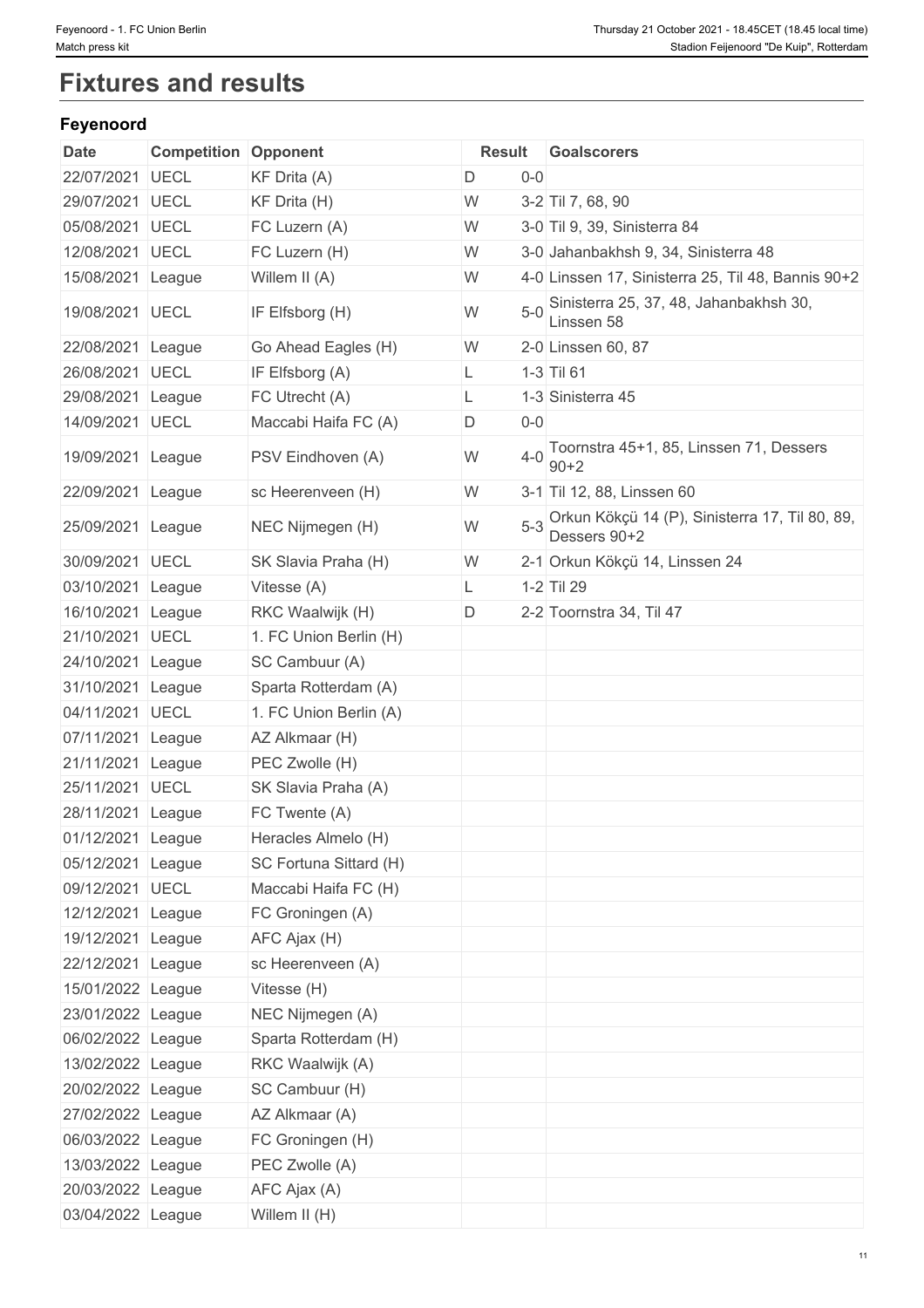# Fixtures and results

## Feyenoord

| Date | Competition | Opponent | Result | | Goalscorers |
|---|---|---|---|---|---|
| 22/07/2021 | UECL | KF Drita (A) | D | 0-0 | |
| 29/07/2021 | UECL | KF Drita (H) | W | 3-2 | Til 7, 68, 90 |
| 05/08/2021 | UECL | FC Luzern (A) | W | 3-0 | Til 9, 39, Sinisterra 84 |
| 12/08/2021 | UECL | FC Luzern (H) | W | 3-0 | Jahanbakhsh 9, 34, Sinisterra 48 |
| 15/08/2021 | League | Willem II (A) | W | 4-0 | Linssen 17, Sinisterra 25, Til 48, Bannis 90+2 |
| 19/08/2021 | UECL | IF Elfsborg (H) | W | 5-0 | Sinisterra 25, 37, 48, Jahanbakhsh 30, Linssen 58 |
| 22/08/2021 | League | Go Ahead Eagles (H) | W | 2-0 | Linssen 60, 87 |
| 26/08/2021 | UECL | IF Elfsborg (A) | L | 1-3 | Til 61 |
| 29/08/2021 | League | FC Utrecht (A) | L | 1-3 | Sinisterra 45 |
| 14/09/2021 | UECL | Maccabi Haifa FC (A) | D | 0-0 | |
| 19/09/2021 | League | PSV Eindhoven (A) | W | 4-0 | Toornstra 45+1, 85, Linssen 71, Dessers 90+2 |
| 22/09/2021 | League | sc Heerenveen (H) | W | 3-1 | Til 12, 88, Linssen 60 |
| 25/09/2021 | League | NEC Nijmegen (H) | W | 5-3 | Orkun Kökçü 14 (P), Sinisterra 17, Til 80, 89, Dessers 90+2 |
| 30/09/2021 | UECL | SK Slavia Praha (H) | W | 2-1 | Orkun Kökçü 14, Linssen 24 |
| 03/10/2021 | League | Vitesse (A) | L | 1-2 | Til 29 |
| 16/10/2021 | League | RKC Waalwijk (H) | D | 2-2 | Toornstra 34, Til 47 |
| 21/10/2021 | UECL | 1. FC Union Berlin (H) | | | |
| 24/10/2021 | League | SC Cambuur (A) | | | |
| 31/10/2021 | League | Sparta Rotterdam (A) | | | |
| 04/11/2021 | UECL | 1. FC Union Berlin (A) | | | |
| 07/11/2021 | League | AZ Alkmaar (H) | | | |
| 21/11/2021 | League | PEC Zwolle (H) | | | |
| 25/11/2021 | UECL | SK Slavia Praha (A) | | | |
| 28/11/2021 | League | FC Twente (A) | | | |
| 01/12/2021 | League | Heracles Almelo (H) | | | |
| 05/12/2021 | League | SC Fortuna Sittard (H) | | | |
| 09/12/2021 | UECL | Maccabi Haifa FC (H) | | | |
| 12/12/2021 | League | FC Groningen (A) | | | |
| 19/12/2021 | League | AFC Ajax (H) | | | |
| 22/12/2021 | League | sc Heerenveen (A) | | | |
| 15/01/2022 | League | Vitesse (H) | | | |
| 23/01/2022 | League | NEC Nijmegen (A) | | | |
| 06/02/2022 | League | Sparta Rotterdam (H) | | | |
| 13/02/2022 | League | RKC Waalwijk (A) | | | |
| 20/02/2022 | League | SC Cambuur (H) | | | |
| 27/02/2022 | League | AZ Alkmaar (A) | | | |
| 06/03/2022 | League | FC Groningen (H) | | | |
| 13/03/2022 | League | PEC Zwolle (A) | | | |
| 20/03/2022 | League | AFC Ajax (A) | | | |
| 03/04/2022 | League | Willem II (H) | | | |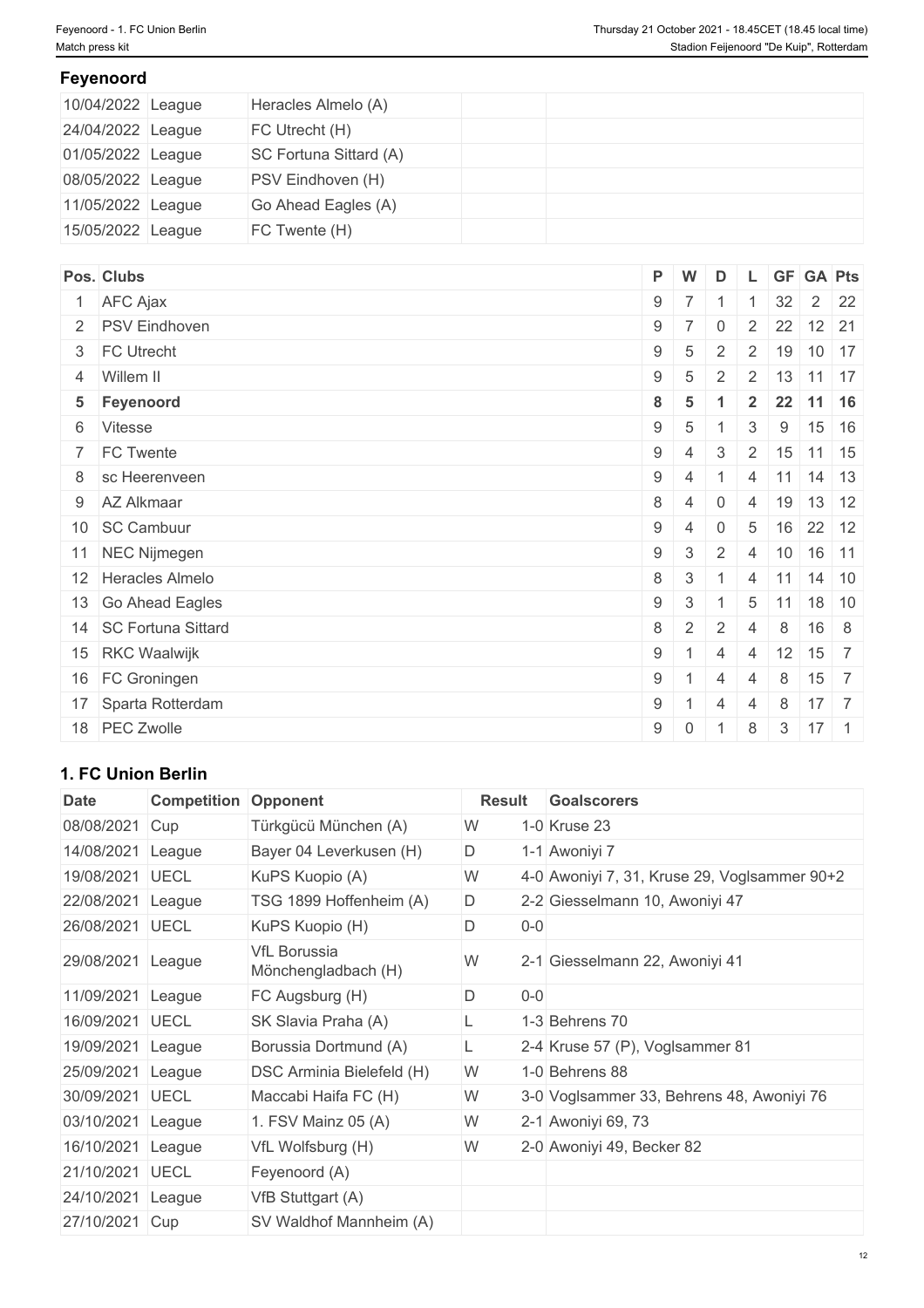## Feyenoord

| | | | | |
|---|---|---|---|---|
| 10/04/2022 | League | Heracles Almelo (A) | | |
| 24/04/2022 | League | FC Utrecht (H) | | |
| 01/05/2022 | League | SC Fortuna Sittard (A) | | |
| 08/05/2022 | League | PSV Eindhoven (H) | | |
| 11/05/2022 | League | Go Ahead Eagles (A) | | |
| 15/05/2022 | League | FC Twente (H) | | |

| Pos. | Clubs | P | W | D | L | GF | GA | Pts |
|---|---|---|---|---|---|---|---|---|
| 1 | AFC Ajax | 9 | 7 | 1 | 1 | 32 | 2 | 22 |
| 2 | PSV Eindhoven | 9 | 7 | 0 | 2 | 22 | 12 | 21 |
| 3 | FC Utrecht | 9 | 5 | 2 | 2 | 19 | 10 | 17 |
| 4 | Willem II | 9 | 5 | 2 | 2 | 13 | 11 | 17 |
| **5** | **Feyenoord** | **8** | **5** | **1** | **2** | **22** | **11** | **16** |
| 6 | Vitesse | 9 | 5 | 1 | 3 | 9 | 15 | 16 |
| 7 | FC Twente | 9 | 4 | 3 | 2 | 15 | 11 | 15 |
| 8 | sc Heerenveen | 9 | 4 | 1 | 4 | 11 | 14 | 13 |
| 9 | AZ Alkmaar | 8 | 4 | 0 | 4 | 19 | 13 | 12 |
| 10 | SC Cambuur | 9 | 4 | 0 | 5 | 16 | 22 | 12 |
| 11 | NEC Nijmegen | 9 | 3 | 2 | 4 | 10 | 16 | 11 |
| 12 | Heracles Almelo | 8 | 3 | 1 | 4 | 11 | 14 | 10 |
| 13 | Go Ahead Eagles | 9 | 3 | 1 | 5 | 11 | 18 | 10 |
| 14 | SC Fortuna Sittard | 8 | 2 | 2 | 4 | 8 | 16 | 8 |
| 15 | RKC Waalwijk | 9 | 1 | 4 | 4 | 12 | 15 | 7 |
| 16 | FC Groningen | 9 | 1 | 4 | 4 | 8 | 15 | 7 |
| 17 | Sparta Rotterdam | 9 | 1 | 4 | 4 | 8 | 17 | 7 |
| 18 | PEC Zwolle | 9 | 0 | 1 | 8 | 3 | 17 | 1 |

## 1. FC Union Berlin

| Date | Competition | Opponent | Result | | Goalscorers |
|---|---|---|---|---|---|
| 08/08/2021 | Cup | Türkgücü München (A) | W | 1-0 | Kruse 23 |
| 14/08/2021 | League | Bayer 04 Leverkusen (H) | D | 1-1 | Awoniyi 7 |
| 19/08/2021 | UECL | KuPS Kuopio (A) | W | 4-0 | Awoniyi 7, 31, Kruse 29, Voglsammer 90+2 |
| 22/08/2021 | League | TSG 1899 Hoffenheim (A) | D | 2-2 | Giesselmann 10, Awoniyi 47 |
| 26/08/2021 | UECL | KuPS Kuopio (H) | D | 0-0 | |
| 29/08/2021 | League | VfL Borussia Mönchengladbach (H) | W | 2-1 | Giesselmann 22, Awoniyi 41 |
| 11/09/2021 | League | FC Augsburg (H) | D | 0-0 | |
| 16/09/2021 | UECL | SK Slavia Praha (A) | L | 1-3 | Behrens 70 |
| 19/09/2021 | League | Borussia Dortmund (A) | L | 2-4 | Kruse 57 (P), Voglsammer 81 |
| 25/09/2021 | League | DSC Arminia Bielefeld (H) | W | 1-0 | Behrens 88 |
| 30/09/2021 | UECL | Maccabi Haifa FC (H) | W | 3-0 | Voglsammer 33, Behrens 48, Awoniyi 76 |
| 03/10/2021 | League | 1. FSV Mainz 05 (A) | W | 2-1 | Awoniyi 69, 73 |
| 16/10/2021 | League | VfL Wolfsburg (H) | W | 2-0 | Awoniyi 49, Becker 82 |
| 21/10/2021 | UECL | Feyenoord (A) | | | |
| 24/10/2021 | League | VfB Stuttgart (A) | | | |
| 27/10/2021 | Cup | SV Waldhof Mannheim (A) | | | |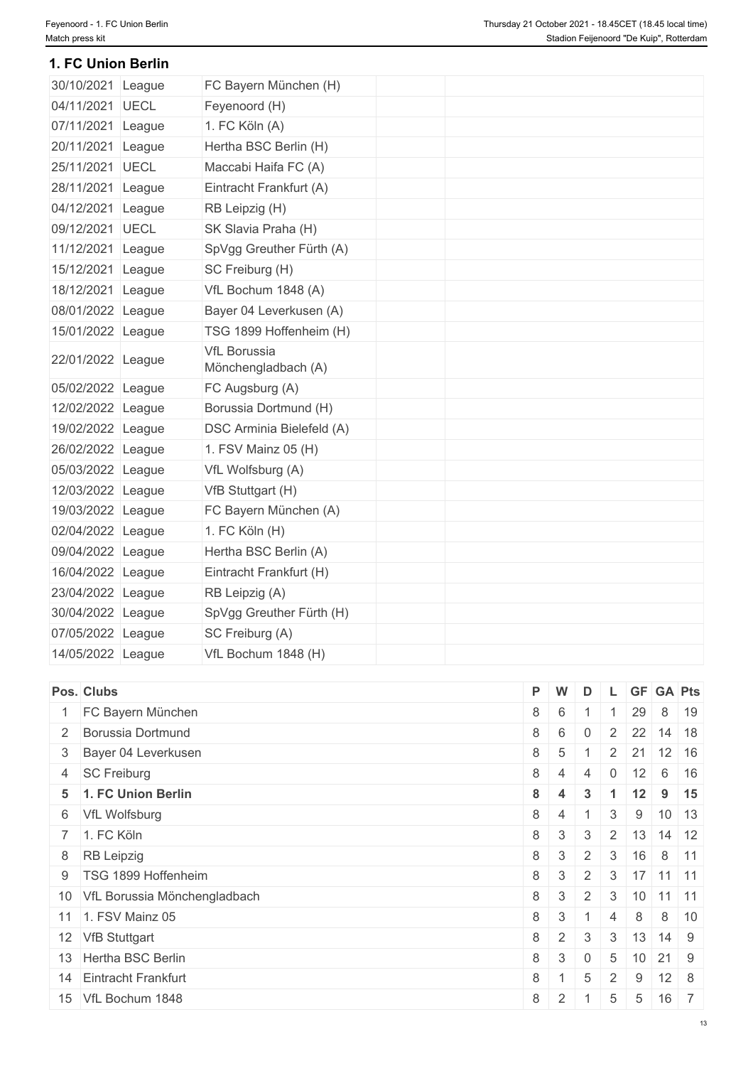## 1. FC Union Berlin

| | | | | |
|---|---|---|---|---|
| 30/10/2021 | League | FC Bayern München (H) | | |
| 04/11/2021 | UECL | Feyenoord (H) | | |
| 07/11/2021 | League | 1. FC Köln (A) | | |
| 20/11/2021 | League | Hertha BSC Berlin (H) | | |
| 25/11/2021 | UECL | Maccabi Haifa FC (A) | | |
| 28/11/2021 | League | Eintracht Frankfurt (A) | | |
| 04/12/2021 | League | RB Leipzig (H) | | |
| 09/12/2021 | UECL | SK Slavia Praha (H) | | |
| 11/12/2021 | League | SpVgg Greuther Fürth (A) | | |
| 15/12/2021 | League | SC Freiburg (H) | | |
| 18/12/2021 | League | VfL Bochum 1848 (A) | | |
| 08/01/2022 | League | Bayer 04 Leverkusen (A) | | |
| 15/01/2022 | League | TSG 1899 Hoffenheim (H) | | |
| 22/01/2022 | League | VfL Borussia Mönchengladbach (A) | | |
| 05/02/2022 | League | FC Augsburg (A) | | |
| 12/02/2022 | League | Borussia Dortmund (H) | | |
| 19/02/2022 | League | DSC Arminia Bielefeld (A) | | |
| 26/02/2022 | League | 1. FSV Mainz 05 (H) | | |
| 05/03/2022 | League | VfL Wolfsburg (A) | | |
| 12/03/2022 | League | VfB Stuttgart (H) | | |
| 19/03/2022 | League | FC Bayern München (A) | | |
| 02/04/2022 | League | 1. FC Köln (H) | | |
| 09/04/2022 | League | Hertha BSC Berlin (A) | | |
| 16/04/2022 | League | Eintracht Frankfurt (H) | | |
| 23/04/2022 | League | RB Leipzig (A) | | |
| 30/04/2022 | League | SpVgg Greuther Fürth (H) | | |
| 07/05/2022 | League | SC Freiburg (A) | | |
| 14/05/2022 | League | VfL Bochum 1848 (H) | | |

| Pos. | Clubs | P | W | D | L | GF | GA | Pts |
|---|---|---|---|---|---|---|---|---|
| 1 | FC Bayern München | 8 | 6 | 1 | 1 | 29 | 8 | 19 |
| 2 | Borussia Dortmund | 8 | 6 | 0 | 2 | 22 | 14 | 18 |
| 3 | Bayer 04 Leverkusen | 8 | 5 | 1 | 2 | 21 | 12 | 16 |
| 4 | SC Freiburg | 8 | 4 | 4 | 0 | 12 | 6 | 16 |
| **5** | **1. FC Union Berlin** | **8** | **4** | **3** | **1** | **12** | **9** | **15** |
| 6 | VfL Wolfsburg | 8 | 4 | 1 | 3 | 9 | 10 | 13 |
| 7 | 1. FC Köln | 8 | 3 | 3 | 2 | 13 | 14 | 12 |
| 8 | RB Leipzig | 8 | 3 | 2 | 3 | 16 | 8 | 11 |
| 9 | TSG 1899 Hoffenheim | 8 | 3 | 2 | 3 | 17 | 11 | 11 |
| 10 | VfL Borussia Mönchengladbach | 8 | 3 | 2 | 3 | 10 | 11 | 11 |
| 11 | 1. FSV Mainz 05 | 8 | 3 | 1 | 4 | 8 | 8 | 10 |
| 12 | VfB Stuttgart | 8 | 2 | 3 | 3 | 13 | 14 | 9 |
| 13 | Hertha BSC Berlin | 8 | 3 | 0 | 5 | 10 | 21 | 9 |
| 14 | Eintracht Frankfurt | 8 | 1 | 5 | 2 | 9 | 12 | 8 |
| 15 | VfL Bochum 1848 | 8 | 2 | 1 | 5 | 5 | 16 | 7 |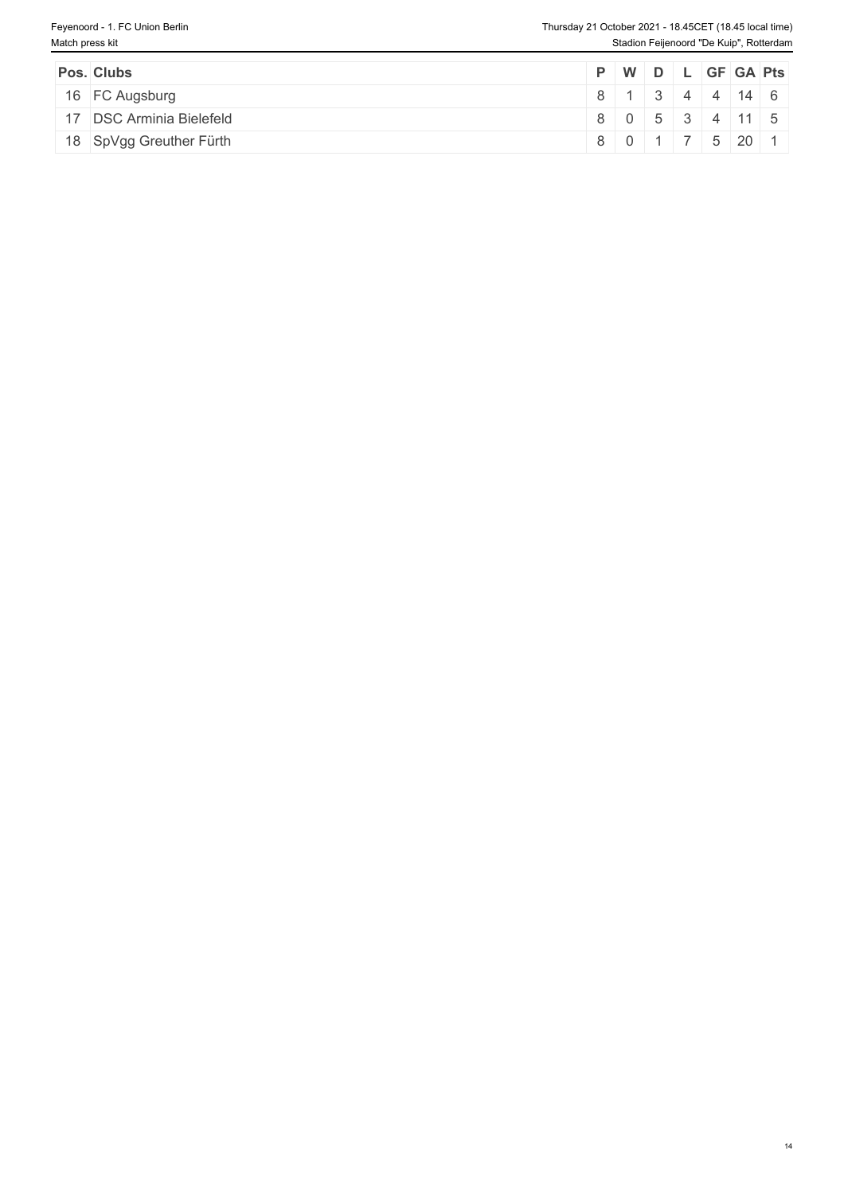| Pos. | Clubs | P | W | D | L | GF | GA | Pts |
|---|---|---|---|---|---|---|---|---|
| 16 | FC Augsburg | 8 | 1 | 3 | 4 | 4 | 14 | 6 |
| 17 | DSC Arminia Bielefeld | 8 | 0 | 5 | 3 | 4 | 11 | 5 |
| 18 | SpVgg Greuther Fürth | 8 | 0 | 1 | 7 | 5 | 20 | 1 |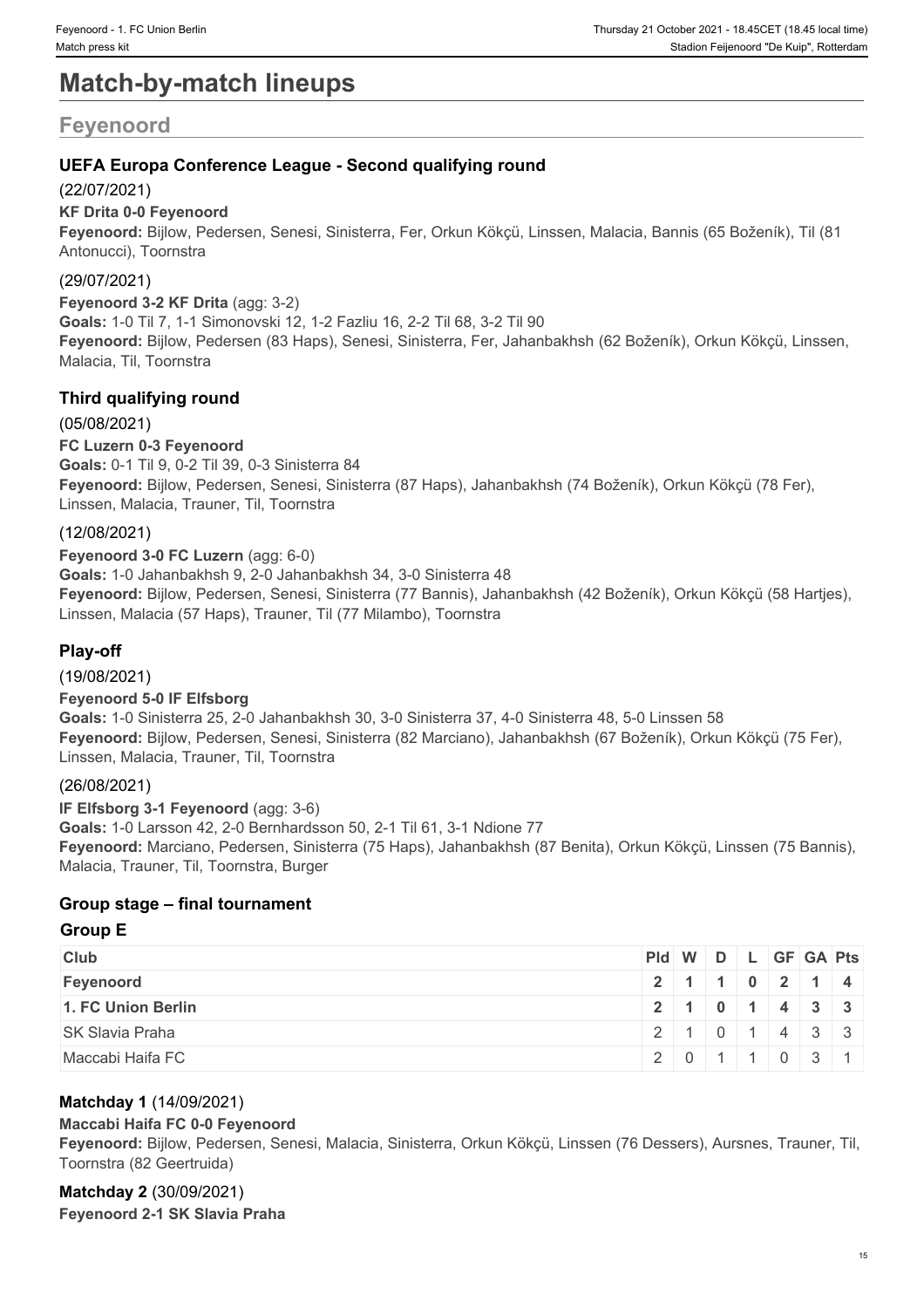# Match-by-match lineups

## Feyenoord

### UEFA Europa Conference League - Second qualifying round

(22/07/2021)

**KF Drita 0-0 Feyenoord**

**Feyenoord:** Bijlow, Pedersen, Senesi, Sinisterra, Fer, Orkun Kökçü, Linssen, Malacia, Bannis (65 Boženík), Til (81 Antonucci), Toornstra

(29/07/2021)

**Feyenoord 3-2 KF Drita** (agg: 3-2)

**Goals:** 1-0 Til 7, 1-1 Simonovski 12, 1-2 Fazliu 16, 2-2 Til 68, 3-2 Til 90

**Feyenoord:** Bijlow, Pedersen (83 Haps), Senesi, Sinisterra, Fer, Jahanbakhsh (62 Boženík), Orkun Kökçü, Linssen, Malacia, Til, Toornstra

### Third qualifying round

(05/08/2021)

**FC Luzern 0-3 Feyenoord**

**Goals:** 0-1 Til 9, 0-2 Til 39, 0-3 Sinisterra 84

**Feyenoord:** Bijlow, Pedersen, Senesi, Sinisterra (87 Haps), Jahanbakhsh (74 Boženík), Orkun Kökçü (78 Fer), Linssen, Malacia, Trauner, Til, Toornstra

(12/08/2021)

**Feyenoord 3-0 FC Luzern** (agg: 6-0)

**Goals:** 1-0 Jahanbakhsh 9, 2-0 Jahanbakhsh 34, 3-0 Sinisterra 48

**Feyenoord:** Bijlow, Pedersen, Senesi, Sinisterra (77 Bannis), Jahanbakhsh (42 Boženík), Orkun Kökçü (58 Hartjes), Linssen, Malacia (57 Haps), Trauner, Til (77 Milambo), Toornstra

### Play-off

(19/08/2021)

**Feyenoord 5-0 IF Elfsborg**

**Goals:** 1-0 Sinisterra 25, 2-0 Jahanbakhsh 30, 3-0 Sinisterra 37, 4-0 Sinisterra 48, 5-0 Linssen 58

**Feyenoord:** Bijlow, Pedersen, Senesi, Sinisterra (82 Marciano), Jahanbakhsh (67 Boženík), Orkun Kökçü (75 Fer), Linssen, Malacia, Trauner, Til, Toornstra

(26/08/2021)

**IF Elfsborg 3-1 Feyenoord** (agg: 3-6)

**Goals:** 1-0 Larsson 42, 2-0 Bernhardsson 50, 2-1 Til 61, 3-1 Ndione 77

**Feyenoord:** Marciano, Pedersen, Sinisterra (75 Haps), Jahanbakhsh (87 Benita), Orkun Kökçü, Linssen (75 Bannis), Malacia, Trauner, Til, Toornstra, Burger

### Group stage – final tournament

#### Group E

| Club | Pld | W | D | L | GF | GA | Pts |
|---|---|---|---|---|---|---|---|
| **Feyenoord** | **2** | **1** | **1** | **0** | **2** | **1** | **4** |
| **1. FC Union Berlin** | **2** | **1** | **0** | **1** | **4** | **3** | **3** |
| SK Slavia Praha | 2 | 1 | 0 | 1 | 4 | 3 | 3 |
| Maccabi Haifa FC | 2 | 0 | 1 | 1 | 0 | 3 | 1 |

**Matchday 1** (14/09/2021)

**Maccabi Haifa FC 0-0 Feyenoord**

**Feyenoord:** Bijlow, Pedersen, Senesi, Malacia, Sinisterra, Orkun Kökçü, Linssen (76 Dessers), Aursnes, Trauner, Til, Toornstra (82 Geertruida)

**Matchday 2** (30/09/2021)

**Feyenoord 2-1 SK Slavia Praha**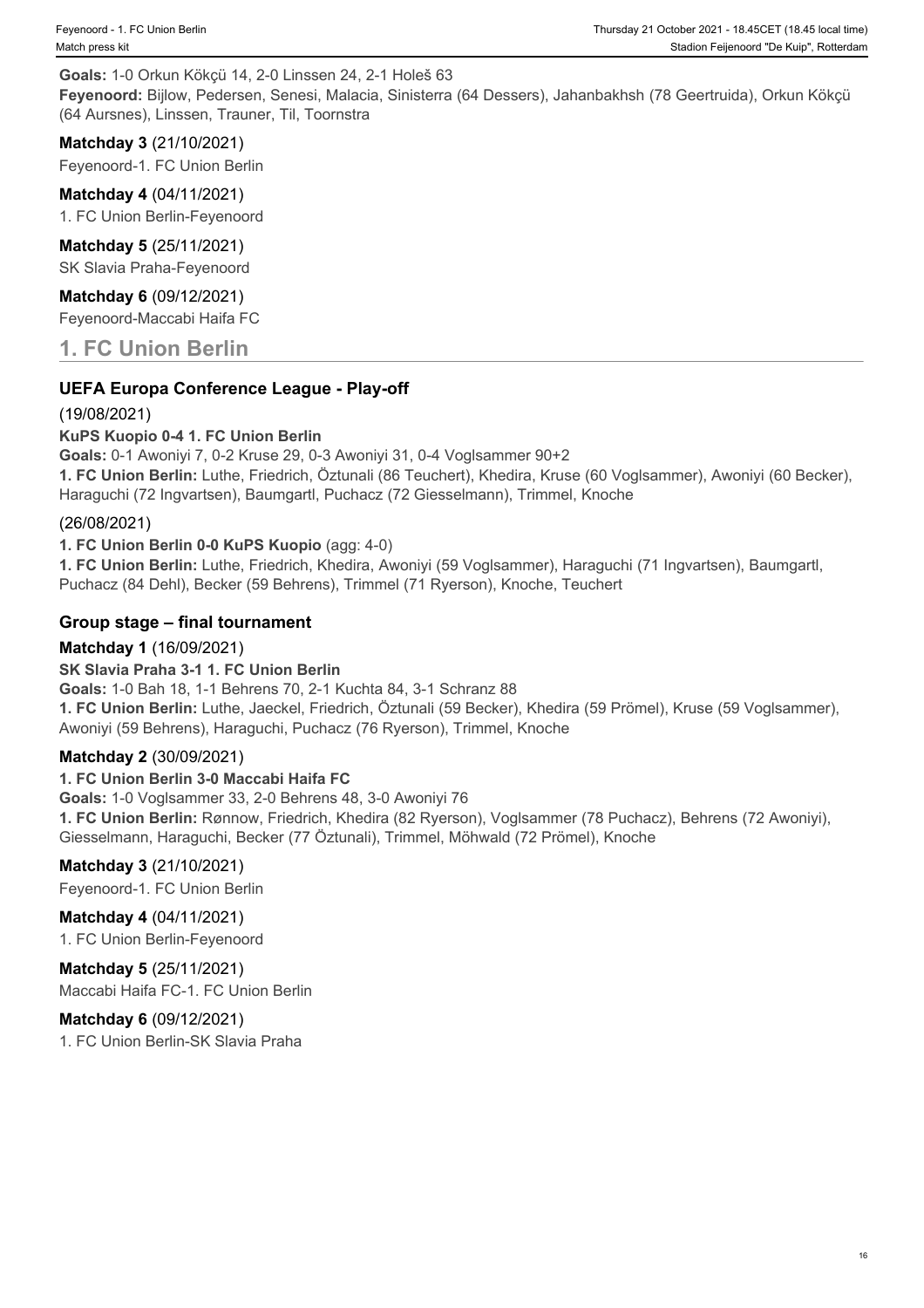**Goals:** 1-0 Orkun Kökçü 14, 2-0 Linssen 24, 2-1 Holeš 63
**Feyenoord:** Bijlow, Pedersen, Senesi, Malacia, Sinisterra (64 Dessers), Jahanbakhsh (78 Geertruida), Orkun Kökçü (64 Aursnes), Linssen, Trauner, Til, Toornstra

**Matchday 3** (21/10/2021)
Feyenoord-1. FC Union Berlin

**Matchday 4** (04/11/2021)
1. FC Union Berlin-Feyenoord

**Matchday 5** (25/11/2021)
SK Slavia Praha-Feyenoord

**Matchday 6** (09/12/2021)
Feyenoord-Maccabi Haifa FC

## 1. FC Union Berlin

### UEFA Europa Conference League - Play-off

(19/08/2021)

**KuPS Kuopio 0-4 1. FC Union Berlin**
**Goals:** 0-1 Awoniyi 7, 0-2 Kruse 29, 0-3 Awoniyi 31, 0-4 Voglsammer 90+2
**1. FC Union Berlin:** Luthe, Friedrich, Öztunali (86 Teuchert), Khedira, Kruse (60 Voglsammer), Awoniyi (60 Becker), Haraguchi (72 Ingvartsen), Baumgartl, Puchacz (72 Giesselmann), Trimmel, Knoche

(26/08/2021)

**1. FC Union Berlin 0-0 KuPS Kuopio** (agg: 4-0)
**1. FC Union Berlin:** Luthe, Friedrich, Khedira, Awoniyi (59 Voglsammer), Haraguchi (71 Ingvartsen), Baumgartl, Puchacz (84 Dehl), Becker (59 Behrens), Trimmel (71 Ryerson), Knoche, Teuchert

### Group stage – final tournament

**Matchday 1** (16/09/2021)

**SK Slavia Praha 3-1 1. FC Union Berlin**
**Goals:** 1-0 Bah 18, 1-1 Behrens 70, 2-1 Kuchta 84, 3-1 Schranz 88
**1. FC Union Berlin:** Luthe, Jaeckel, Friedrich, Öztunali (59 Becker), Khedira (59 Prömel), Kruse (59 Voglsammer), Awoniyi (59 Behrens), Haraguchi, Puchacz (76 Ryerson), Trimmel, Knoche

**Matchday 2** (30/09/2021)

**1. FC Union Berlin 3-0 Maccabi Haifa FC**
**Goals:** 1-0 Voglsammer 33, 2-0 Behrens 48, 3-0 Awoniyi 76
**1. FC Union Berlin:** Rønnow, Friedrich, Khedira (82 Ryerson), Voglsammer (78 Puchacz), Behrens (72 Awoniyi), Giesselmann, Haraguchi, Becker (77 Öztunali), Trimmel, Möhwald (72 Prömel), Knoche

**Matchday 3** (21/10/2021)
Feyenoord-1. FC Union Berlin

**Matchday 4** (04/11/2021)
1. FC Union Berlin-Feyenoord

**Matchday 5** (25/11/2021)
Maccabi Haifa FC-1. FC Union Berlin

**Matchday 6** (09/12/2021)
1. FC Union Berlin-SK Slavia Praha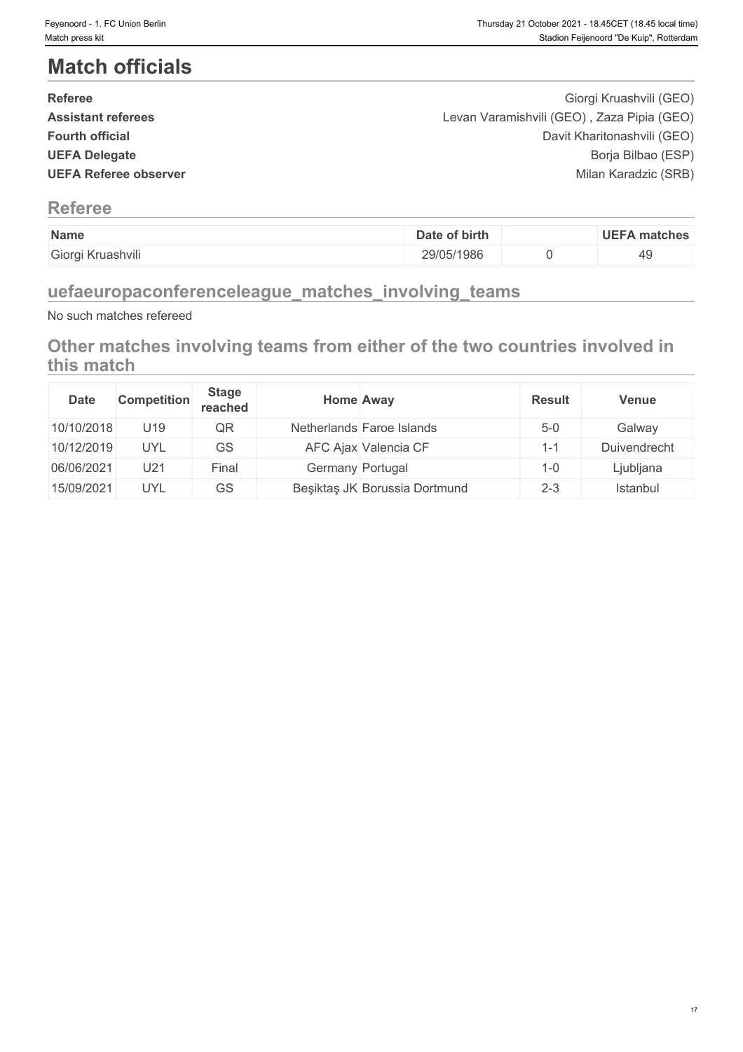# Match officials

| | |
|---|---|
| **Referee** | Giorgi Kruashvili (GEO) |
| **Assistant referees** | Levan Varamishvili (GEO) , Zaza Pipia (GEO) |
| **Fourth official** | Davit Kharitonashvili (GEO) |
| **UEFA Delegate** | Borja Bilbao (ESP) |
| **UEFA Referee observer** | Milan Karadzic (SRB) |

## Referee

| Name | Date of birth | | UEFA matches |
|---|---|---|---|
| Giorgi Kruashvili | 29/05/1986 | 0 | 49 |

## uefaeuropaconferenceleague_matches_involving_teams

No such matches refereed

## Other matches involving teams from either of the two countries involved in this match

| Date | Competition | Stage reached | Home | Away | Result | Venue |
|---|---|---|---|---|---|---|
| 10/10/2018 | U19 | QR | Netherlands | Faroe Islands | 5-0 | Galway |
| 10/12/2019 | UYL | GS | AFC Ajax | Valencia CF | 1-1 | Duivendrecht |
| 06/06/2021 | U21 | Final | Germany | Portugal | 1-0 | Ljubljana |
| 15/09/2021 | UYL | GS | Beşiktaş JK | Borussia Dortmund | 2-3 | Istanbul |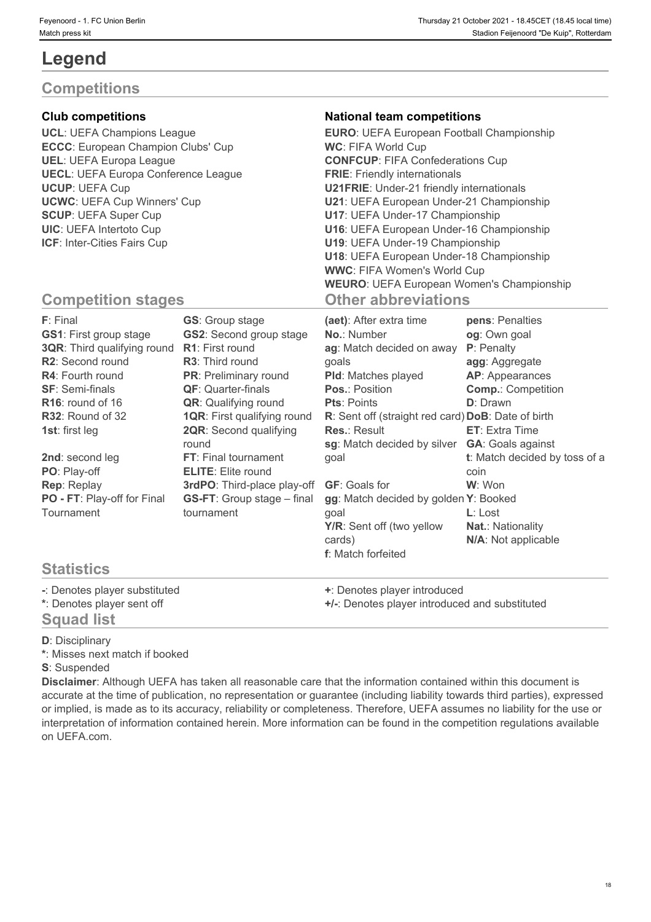# Legend

## Competitions

### Club competitions

**UCL**: UEFA Champions League
**ECCC**: European Champion Clubs' Cup
**UEL**: UEFA Europa League
**UECL**: UEFA Europa Conference League
**UCUP**: UEFA Cup
**UCWC**: UEFA Cup Winners' Cup
**SCUP**: UEFA Super Cup
**UIC**: UEFA Intertoto Cup
**ICF**: Inter-Cities Fairs Cup

### National team competitions

**EURO**: UEFA European Football Championship
**WC**: FIFA World Cup
**CONFCUP**: FIFA Confederations Cup
**FRIE**: Friendly internationals
**U21FRIE**: Under-21 friendly internationals
**U21**: UEFA European Under-21 Championship
**U17**: UEFA Under-17 Championship
**U16**: UEFA European Under-16 Championship
**U19**: UEFA Under-19 Championship
**U18**: UEFA European Under-18 Championship
**WWC**: FIFA Women's World Cup
**WEURO**: UEFA European Women's Championship

## Competition stages

**F**: Final
**GS1**: First group stage
**3QR**: Third qualifying round
**R2**: Second round
**R4**: Fourth round
**SF**: Semi-finals
**R16**: round of 16
**R32**: Round of 32
**1st**: first leg
**2nd**: second leg
**PO**: Play-off
**Rep**: Replay
**PO - FT**: Play-off for Final Tournament
**GS**: Group stage
**GS2**: Second group stage
**R1**: First round
**R3**: Third round
**PR**: Preliminary round
**QF**: Quarter-finals
**QR**: Qualifying round
**1QR**: First qualifying round
**2QR**: Second qualifying round
**FT**: Final tournament
**ELITE**: Elite round
**3rdPO**: Third-place play-off
**GS-FT**: Group stage – final tournament

## Other abbreviations

**(aet)**: After extra time
**No.**: Number
**ag**: Match decided on away goals
**Pld**: Matches played
**Pos.**: Position
**Pts**: Points
**R**: Sent off (straight red card)
**Res.**: Result
**sg**: Match decided by silver goal
**GF**: Goals for
**gg**: Match decided by golden goal
**Y/R**: Sent off (two yellow cards)
**f**: Match forfeited
**pens**: Penalties
**og**: Own goal
**P**: Penalty
**agg**: Aggregate
**AP**: Appearances
**Comp.**: Competition
**D**: Drawn
**DoB**: Date of birth
**ET**: Extra Time
**GA**: Goals against
**t**: Match decided by toss of a coin
**W**: Won
**Y**: Booked
**L**: Lost
**Nat.**: Nationality
**N/A**: Not applicable

## Statistics

**-**: Denotes player substituted
**\***: Denotes player sent off
**+**: Denotes player introduced
**+/-**: Denotes player introduced and substituted

## Squad list

**D**: Disciplinary
**\***: Misses next match if booked
**S**: Suspended

**Disclaimer**: Although UEFA has taken all reasonable care that the information contained within this document is accurate at the time of publication, no representation or guarantee (including liability towards third parties), expressed or implied, is made as to its accuracy, reliability or completeness. Therefore, UEFA assumes no liability for the use or interpretation of information contained herein. More information can be found in the competition regulations available on UEFA.com.